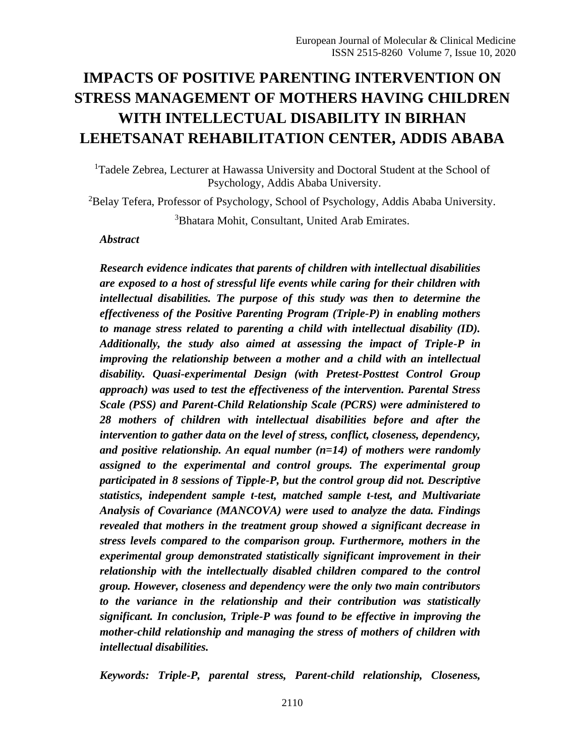# IMPACTS OF POSITIVE PARENTING INTERVENTION ON STRESS MANAGEMENT OF MOTHERS HAVING CHILDREN WITH INTELLECTUAL DISABILITY IN BIRHAN LEHETSANAT REHABILITATION CENTER, ADDIS ABABA

[1]Tadele Zebrea, Lecturer at Hawassa University and Doctoral Student at the School of Psychology, Addis Ababa University.

[2]Belay Tefera, Professor of Psychology, School of Psychology, Addis Ababa University.

[3]Bhatara Mohit, Consultant, United Arab Emirates.

***Abstract***

***Research evidence indicates that parents of children with intellectual disabilities are exposed to a host of stressful life events while caring for their children with intellectual disabilities. The purpose of this study was then to determine the effectiveness of the Positive Parenting Program (Triple-P) in enabling mothers to manage stress related to parenting a child with intellectual disability (ID). Additionally, the study also aimed at assessing the impact of Triple-P in improving the relationship between a mother and a child with an intellectual disability. Quasi-experimental Design (with Pretest-Posttest Control Group approach) was used to test the effectiveness of the intervention. Parental Stress Scale (PSS) and Parent-Child Relationship Scale (PCRS) were administered to 28 mothers of children with intellectual disabilities before and after the intervention to gather data on the level of stress, conflict, closeness, dependency, and positive relationship. An equal number (n=14) of mothers were randomly assigned to the experimental and control groups. The experimental group participated in 8 sessions of Tipple-P, but the control group did not. Descriptive statistics, independent sample t-test, matched sample t-test, and Multivariate Analysis of Covariance (MANCOVA) were used to analyze the data. Findings revealed that mothers in the treatment group showed a significant decrease in stress levels compared to the comparison group. Furthermore, mothers in the experimental group demonstrated statistically significant improvement in their relationship with the intellectually disabled children compared to the control group. However, closeness and dependency were the only two main contributors to the variance in the relationship and their contribution was statistically significant. In conclusion, Triple-P was found to be effective in improving the mother-child relationship and managing the stress of mothers of children with intellectual disabilities.***

***Keywords: Triple-P, parental stress, Parent-child relationship, Closeness,***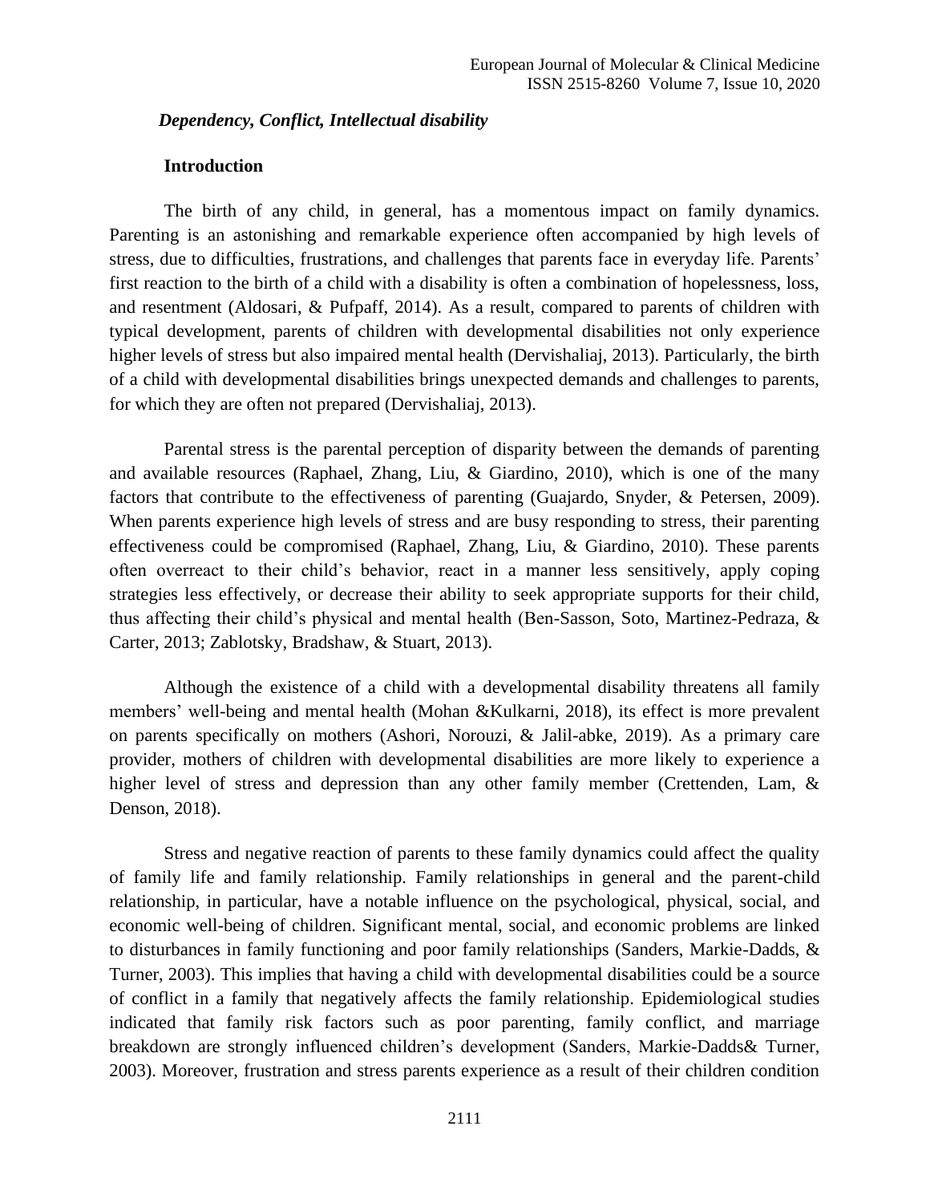***Dependency, Conflict, Intellectual disability***

## Introduction

The birth of any child, in general, has a momentous impact on family dynamics. Parenting is an astonishing and remarkable experience often accompanied by high levels of stress, due to difficulties, frustrations, and challenges that parents face in everyday life. Parents' first reaction to the birth of a child with a disability is often a combination of hopelessness, loss, and resentment (Aldosari, & Pufpaff, 2014). As a result, compared to parents of children with typical development, parents of children with developmental disabilities not only experience higher levels of stress but also impaired mental health (Dervishaliaj, 2013). Particularly, the birth of a child with developmental disabilities brings unexpected demands and challenges to parents, for which they are often not prepared (Dervishaliaj, 2013).

Parental stress is the parental perception of disparity between the demands of parenting and available resources (Raphael, Zhang, Liu, & Giardino, 2010), which is one of the many factors that contribute to the effectiveness of parenting (Guajardo, Snyder, & Petersen, 2009). When parents experience high levels of stress and are busy responding to stress, their parenting effectiveness could be compromised (Raphael, Zhang, Liu, & Giardino, 2010). These parents often overreact to their child's behavior, react in a manner less sensitively, apply coping strategies less effectively, or decrease their ability to seek appropriate supports for their child, thus affecting their child's physical and mental health (Ben-Sasson, Soto, Martinez-Pedraza, & Carter, 2013; Zablotsky, Bradshaw, & Stuart, 2013).

Although the existence of a child with a developmental disability threatens all family members' well-being and mental health (Mohan &Kulkarni, 2018), its effect is more prevalent on parents specifically on mothers (Ashori, Norouzi, & Jalil-abke, 2019). As a primary care provider, mothers of children with developmental disabilities are more likely to experience a higher level of stress and depression than any other family member (Crettenden, Lam, & Denson, 2018).

Stress and negative reaction of parents to these family dynamics could affect the quality of family life and family relationship. Family relationships in general and the parent-child relationship, in particular, have a notable influence on the psychological, physical, social, and economic well-being of children. Significant mental, social, and economic problems are linked to disturbances in family functioning and poor family relationships (Sanders, Markie-Dadds, & Turner, 2003). This implies that having a child with developmental disabilities could be a source of conflict in a family that negatively affects the family relationship. Epidemiological studies indicated that family risk factors such as poor parenting, family conflict, and marriage breakdown are strongly influenced children's development (Sanders, Markie-Dadds& Turner, 2003). Moreover, frustration and stress parents experience as a result of their children condition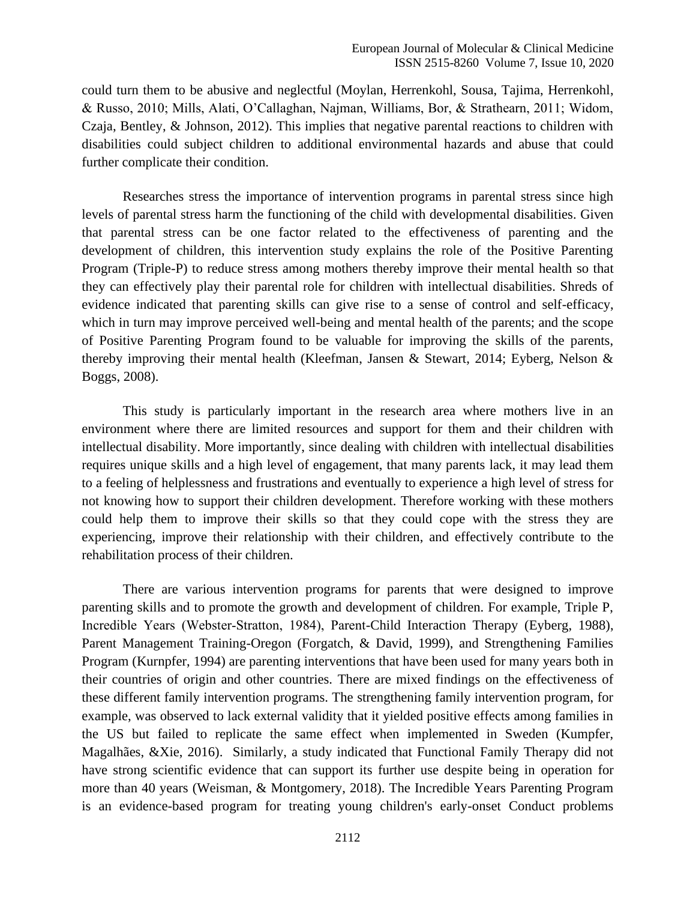could turn them to be abusive and neglectful (Moylan, Herrenkohl, Sousa, Tajima, Herrenkohl, & Russo, 2010; Mills, Alati, O'Callaghan, Najman, Williams, Bor, & Strathearn, 2011; Widom, Czaja, Bentley, & Johnson, 2012). This implies that negative parental reactions to children with disabilities could subject children to additional environmental hazards and abuse that could further complicate their condition.

Researches stress the importance of intervention programs in parental stress since high levels of parental stress harm the functioning of the child with developmental disabilities. Given that parental stress can be one factor related to the effectiveness of parenting and the development of children, this intervention study explains the role of the Positive Parenting Program (Triple-P) to reduce stress among mothers thereby improve their mental health so that they can effectively play their parental role for children with intellectual disabilities. Shreds of evidence indicated that parenting skills can give rise to a sense of control and self-efficacy, which in turn may improve perceived well-being and mental health of the parents; and the scope of Positive Parenting Program found to be valuable for improving the skills of the parents, thereby improving their mental health (Kleefman, Jansen & Stewart, 2014; Eyberg, Nelson & Boggs, 2008).

This study is particularly important in the research area where mothers live in an environment where there are limited resources and support for them and their children with intellectual disability. More importantly, since dealing with children with intellectual disabilities requires unique skills and a high level of engagement, that many parents lack, it may lead them to a feeling of helplessness and frustrations and eventually to experience a high level of stress for not knowing how to support their children development. Therefore working with these mothers could help them to improve their skills so that they could cope with the stress they are experiencing, improve their relationship with their children, and effectively contribute to the rehabilitation process of their children.

There are various intervention programs for parents that were designed to improve parenting skills and to promote the growth and development of children. For example, Triple P, Incredible Years (Webster-Stratton, 1984), Parent-Child Interaction Therapy (Eyberg, 1988), Parent Management Training-Oregon (Forgatch, & David, 1999), and Strengthening Families Program (Kurnpfer, 1994) are parenting interventions that have been used for many years both in their countries of origin and other countries. There are mixed findings on the effectiveness of these different family intervention programs. The strengthening family intervention program, for example, was observed to lack external validity that it yielded positive effects among families in the US but failed to replicate the same effect when implemented in Sweden (Kumpfer, Magalhães, &Xie, 2016). Similarly, a study indicated that Functional Family Therapy did not have strong scientific evidence that can support its further use despite being in operation for more than 40 years (Weisman, & Montgomery, 2018). The Incredible Years Parenting Program is an evidence-based program for treating young children's early-onset Conduct problems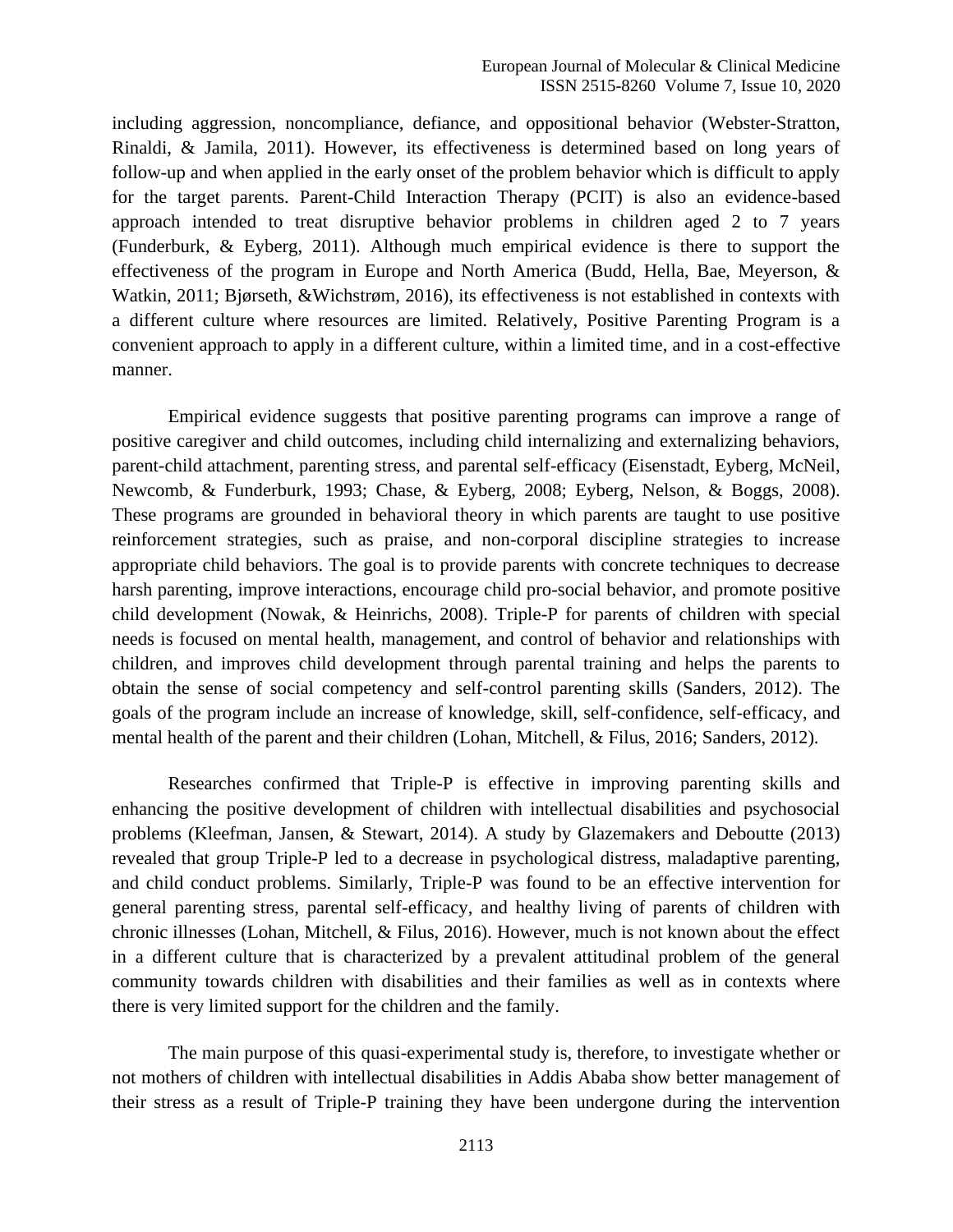including aggression, noncompliance, defiance, and oppositional behavior (Webster-Stratton, Rinaldi, & Jamila, 2011). However, its effectiveness is determined based on long years of follow-up and when applied in the early onset of the problem behavior which is difficult to apply for the target parents. Parent-Child Interaction Therapy (PCIT) is also an evidence-based approach intended to treat disruptive behavior problems in children aged 2 to 7 years (Funderburk, & Eyberg, 2011). Although much empirical evidence is there to support the effectiveness of the program in Europe and North America (Budd, Hella, Bae, Meyerson, & Watkin, 2011; Bjørseth, &Wichstrøm, 2016), its effectiveness is not established in contexts with a different culture where resources are limited. Relatively, Positive Parenting Program is a convenient approach to apply in a different culture, within a limited time, and in a cost-effective manner.

Empirical evidence suggests that positive parenting programs can improve a range of positive caregiver and child outcomes, including child internalizing and externalizing behaviors, parent-child attachment, parenting stress, and parental self-efficacy (Eisenstadt, Eyberg, McNeil, Newcomb, & Funderburk, 1993; Chase, & Eyberg, 2008; Eyberg, Nelson, & Boggs, 2008). These programs are grounded in behavioral theory in which parents are taught to use positive reinforcement strategies, such as praise, and non-corporal discipline strategies to increase appropriate child behaviors. The goal is to provide parents with concrete techniques to decrease harsh parenting, improve interactions, encourage child pro-social behavior, and promote positive child development (Nowak, & Heinrichs, 2008). Triple-P for parents of children with special needs is focused on mental health, management, and control of behavior and relationships with children, and improves child development through parental training and helps the parents to obtain the sense of social competency and self-control parenting skills (Sanders, 2012). The goals of the program include an increase of knowledge, skill, self-confidence, self-efficacy, and mental health of the parent and their children (Lohan, Mitchell, & Filus, 2016; Sanders, 2012).

Researches confirmed that Triple-P is effective in improving parenting skills and enhancing the positive development of children with intellectual disabilities and psychosocial problems (Kleefman, Jansen, & Stewart, 2014). A study by Glazemakers and Deboutte (2013) revealed that group Triple-P led to a decrease in psychological distress, maladaptive parenting, and child conduct problems. Similarly, Triple-P was found to be an effective intervention for general parenting stress, parental self-efficacy, and healthy living of parents of children with chronic illnesses (Lohan, Mitchell, & Filus, 2016). However, much is not known about the effect in a different culture that is characterized by a prevalent attitudinal problem of the general community towards children with disabilities and their families as well as in contexts where there is very limited support for the children and the family.

The main purpose of this quasi-experimental study is, therefore, to investigate whether or not mothers of children with intellectual disabilities in Addis Ababa show better management of their stress as a result of Triple-P training they have been undergone during the intervention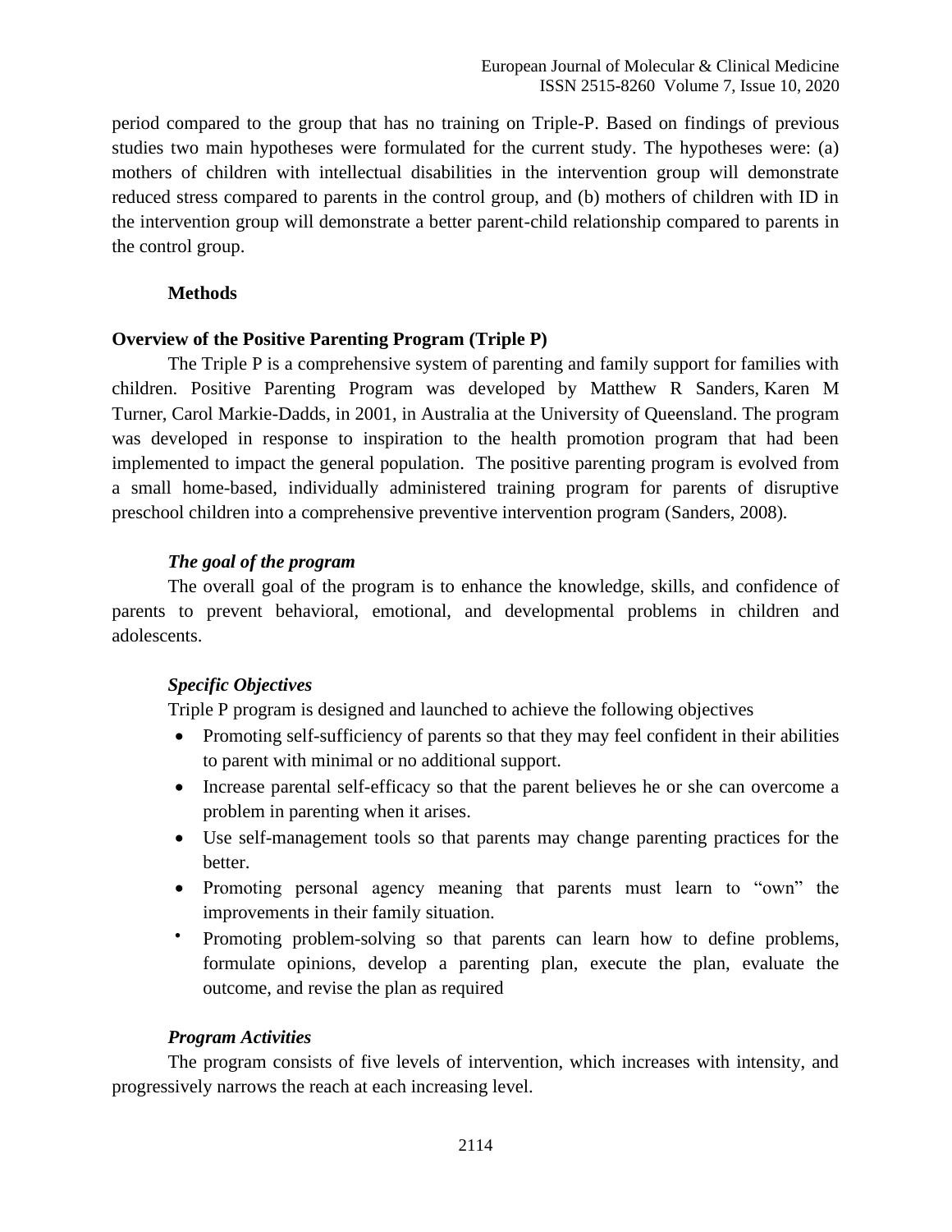period compared to the group that has no training on Triple-P. Based on findings of previous studies two main hypotheses were formulated for the current study. The hypotheses were: (a) mothers of children with intellectual disabilities in the intervention group will demonstrate reduced stress compared to parents in the control group, and (b) mothers of children with ID in the intervention group will demonstrate a better parent-child relationship compared to parents in the control group.

## Methods

### Overview of the Positive Parenting Program (Triple P)

The Triple P is a comprehensive system of parenting and family support for families with children. Positive Parenting Program was developed by Matthew R Sanders, Karen M Turner, Carol Markie-Dadds, in 2001, in Australia at the University of Queensland. The program was developed in response to inspiration to the health promotion program that had been implemented to impact the general population. The positive parenting program is evolved from a small home-based, individually administered training program for parents of disruptive preschool children into a comprehensive preventive intervention program (Sanders, 2008).

#### *The goal of the program*

The overall goal of the program is to enhance the knowledge, skills, and confidence of parents to prevent behavioral, emotional, and developmental problems in children and adolescents.

#### *Specific Objectives*

Triple P program is designed and launched to achieve the following objectives

- Promoting self-sufficiency of parents so that they may feel confident in their abilities to parent with minimal or no additional support.
- Increase parental self-efficacy so that the parent believes he or she can overcome a problem in parenting when it arises.
- Use self-management tools so that parents may change parenting practices for the better.
- Promoting personal agency meaning that parents must learn to "own" the improvements in their family situation.
- Promoting problem-solving so that parents can learn how to define problems, formulate opinions, develop a parenting plan, execute the plan, evaluate the outcome, and revise the plan as required

#### *Program Activities*

The program consists of five levels of intervention, which increases with intensity, and progressively narrows the reach at each increasing level.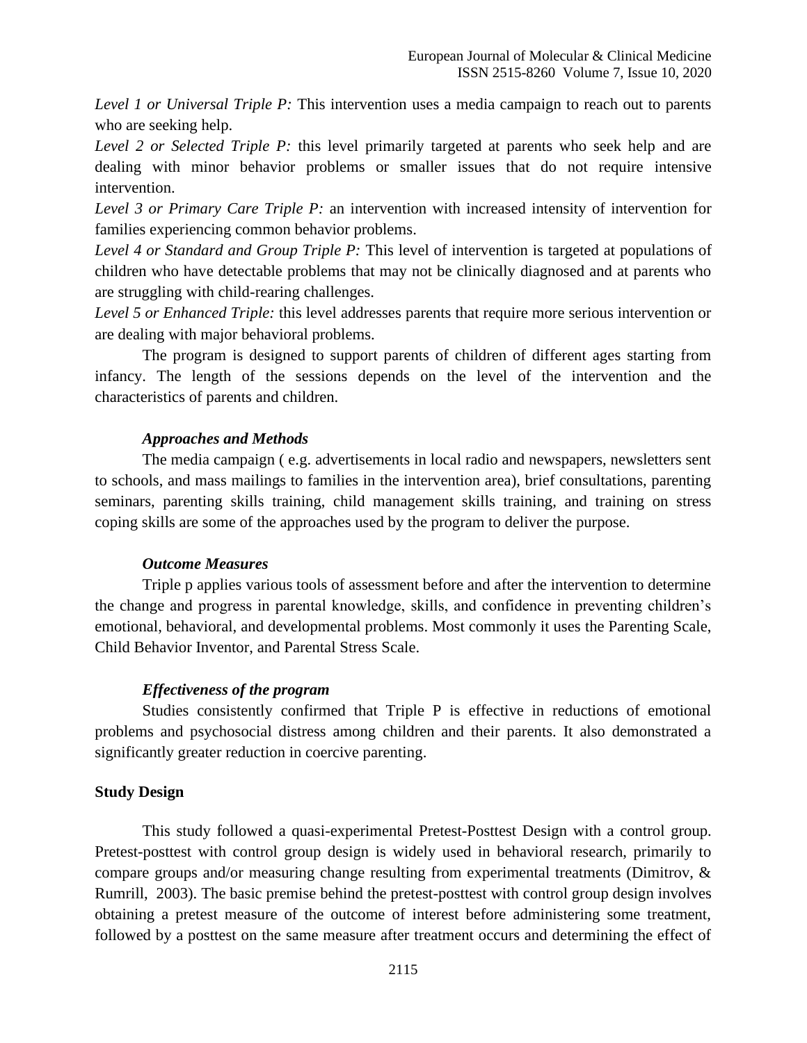*Level 1 or Universal Triple P:* This intervention uses a media campaign to reach out to parents who are seeking help.

*Level 2 or Selected Triple P:* this level primarily targeted at parents who seek help and are dealing with minor behavior problems or smaller issues that do not require intensive intervention.

*Level 3 or Primary Care Triple P:* an intervention with increased intensity of intervention for families experiencing common behavior problems.

*Level 4 or Standard and Group Triple P:* This level of intervention is targeted at populations of children who have detectable problems that may not be clinically diagnosed and at parents who are struggling with child-rearing challenges.

*Level 5 or Enhanced Triple:* this level addresses parents that require more serious intervention or are dealing with major behavioral problems.

The program is designed to support parents of children of different ages starting from infancy. The length of the sessions depends on the level of the intervention and the characteristics of parents and children.

#### *Approaches and Methods*

The media campaign ( e.g. advertisements in local radio and newspapers, newsletters sent to schools, and mass mailings to families in the intervention area), brief consultations, parenting seminars, parenting skills training, child management skills training, and training on stress coping skills are some of the approaches used by the program to deliver the purpose.

#### *Outcome Measures*

Triple p applies various tools of assessment before and after the intervention to determine the change and progress in parental knowledge, skills, and confidence in preventing children's emotional, behavioral, and developmental problems. Most commonly it uses the Parenting Scale, Child Behavior Inventor, and Parental Stress Scale.

#### *Effectiveness of the program*

Studies consistently confirmed that Triple P is effective in reductions of emotional problems and psychosocial distress among children and their parents. It also demonstrated a significantly greater reduction in coercive parenting.

### Study Design

This study followed a quasi-experimental Pretest-Posttest Design with a control group. Pretest-posttest with control group design is widely used in behavioral research, primarily to compare groups and/or measuring change resulting from experimental treatments (Dimitrov, & Rumrill, 2003). The basic premise behind the pretest-posttest with control group design involves obtaining a pretest measure of the outcome of interest before administering some treatment, followed by a posttest on the same measure after treatment occurs and determining the effect of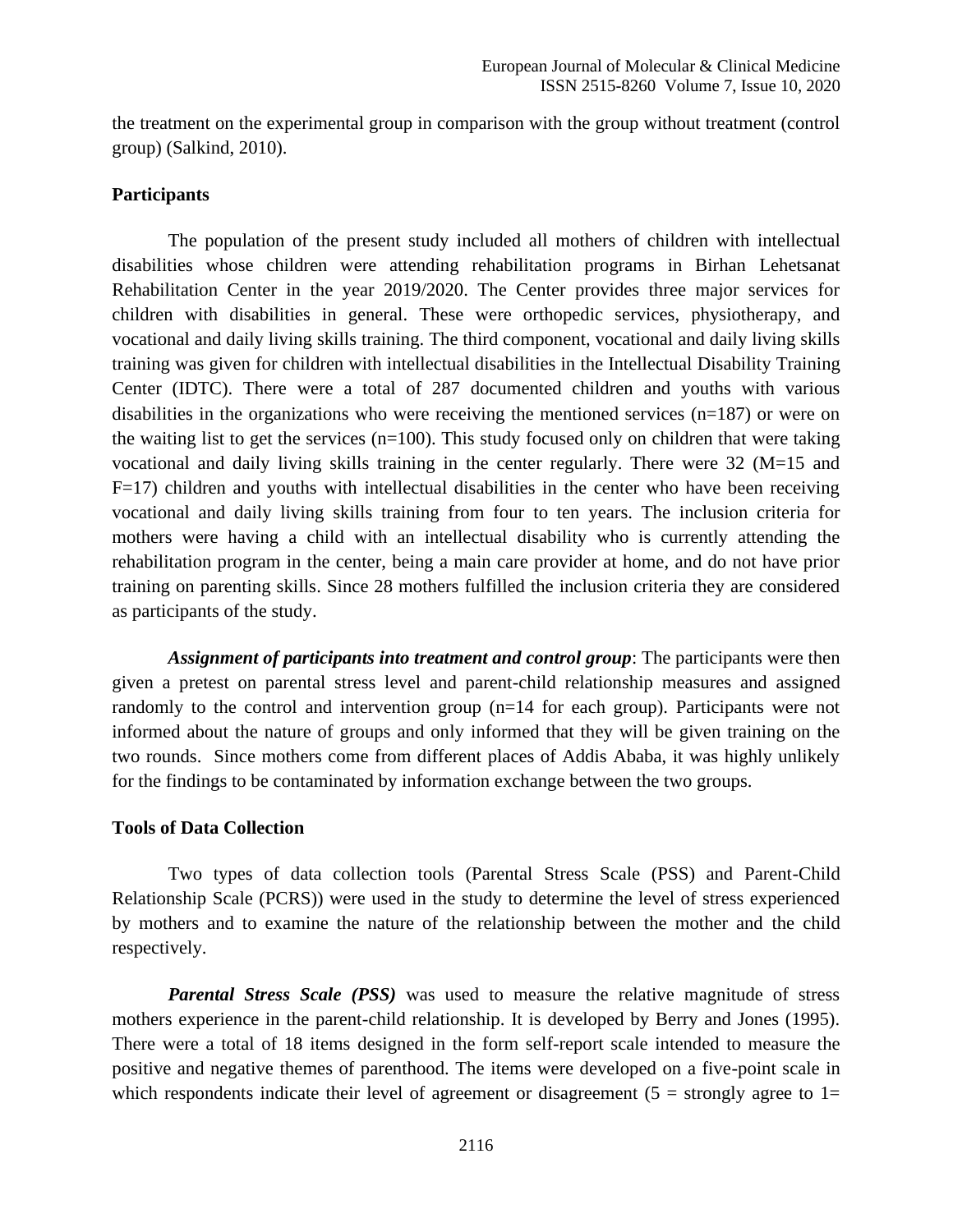the treatment on the experimental group in comparison with the group without treatment (control group) (Salkind, 2010).

**Participants**

The population of the present study included all mothers of children with intellectual disabilities whose children were attending rehabilitation programs in Birhan Lehetsanat Rehabilitation Center in the year 2019/2020. The Center provides three major services for children with disabilities in general. These were orthopedic services, physiotherapy, and vocational and daily living skills training. The third component, vocational and daily living skills training was given for children with intellectual disabilities in the Intellectual Disability Training Center (IDTC). There were a total of 287 documented children and youths with various disabilities in the organizations who were receiving the mentioned services (n=187) or were on the waiting list to get the services (n=100). This study focused only on children that were taking vocational and daily living skills training in the center regularly. There were 32 (M=15 and F=17) children and youths with intellectual disabilities in the center who have been receiving vocational and daily living skills training from four to ten years. The inclusion criteria for mothers were having a child with an intellectual disability who is currently attending the rehabilitation program in the center, being a main care provider at home, and do not have prior training on parenting skills. Since 28 mothers fulfilled the inclusion criteria they are considered as participants of the study.

***Assignment of participants into treatment and control group***: The participants were then given a pretest on parental stress level and parent-child relationship measures and assigned randomly to the control and intervention group (n=14 for each group). Participants were not informed about the nature of groups and only informed that they will be given training on the two rounds. Since mothers come from different places of Addis Ababa, it was highly unlikely for the findings to be contaminated by information exchange between the two groups.

**Tools of Data Collection**

Two types of data collection tools (Parental Stress Scale (PSS) and Parent-Child Relationship Scale (PCRS)) were used in the study to determine the level of stress experienced by mothers and to examine the nature of the relationship between the mother and the child respectively.

***Parental Stress Scale (PSS)*** was used to measure the relative magnitude of stress mothers experience in the parent-child relationship. It is developed by Berry and Jones (1995). There were a total of 18 items designed in the form self-report scale intended to measure the positive and negative themes of parenthood. The items were developed on a five-point scale in which respondents indicate their level of agreement or disagreement (5 = strongly agree to 1=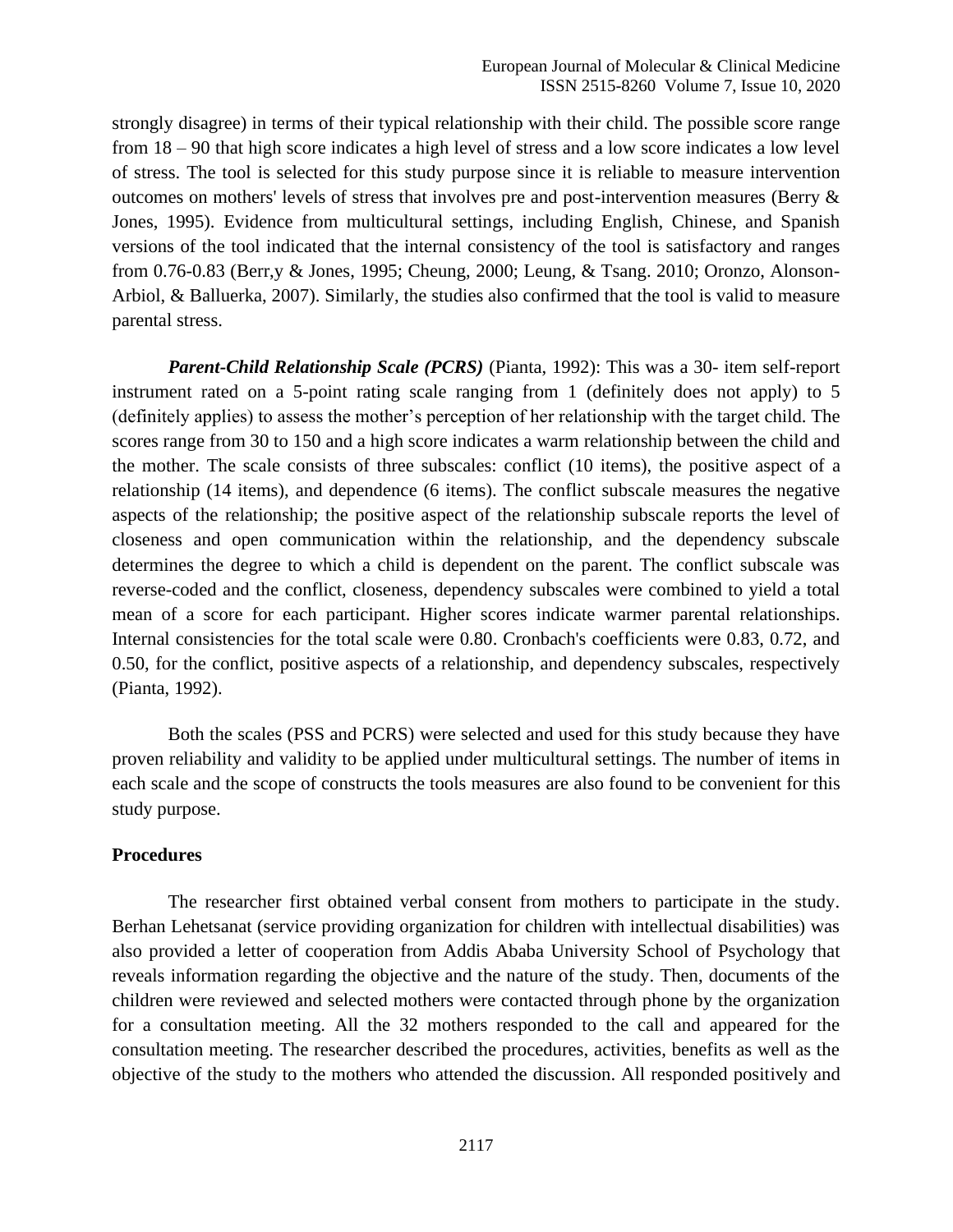strongly disagree) in terms of their typical relationship with their child. The possible score range from 18 – 90 that high score indicates a high level of stress and a low score indicates a low level of stress. The tool is selected for this study purpose since it is reliable to measure intervention outcomes on mothers' levels of stress that involves pre and post-intervention measures (Berry & Jones, 1995). Evidence from multicultural settings, including English, Chinese, and Spanish versions of the tool indicated that the internal consistency of the tool is satisfactory and ranges from 0.76-0.83 (Berr,y & Jones, 1995; Cheung, 2000; Leung, & Tsang. 2010; Oronzo, Alonson-Arbiol, & Balluerka, 2007). Similarly, the studies also confirmed that the tool is valid to measure parental stress.

***Parent-Child Relationship Scale (PCRS)*** (Pianta, 1992): This was a 30- item self-report instrument rated on a 5-point rating scale ranging from 1 (definitely does not apply) to 5 (definitely applies) to assess the mother's perception of her relationship with the target child. The scores range from 30 to 150 and a high score indicates a warm relationship between the child and the mother. The scale consists of three subscales: conflict (10 items), the positive aspect of a relationship (14 items), and dependence (6 items). The conflict subscale measures the negative aspects of the relationship; the positive aspect of the relationship subscale reports the level of closeness and open communication within the relationship, and the dependency subscale determines the degree to which a child is dependent on the parent. The conflict subscale was reverse-coded and the conflict, closeness, dependency subscales were combined to yield a total mean of a score for each participant. Higher scores indicate warmer parental relationships. Internal consistencies for the total scale were 0.80. Cronbach's coefficients were 0.83, 0.72, and 0.50, for the conflict, positive aspects of a relationship, and dependency subscales, respectively (Pianta, 1992).

Both the scales (PSS and PCRS) were selected and used for this study because they have proven reliability and validity to be applied under multicultural settings. The number of items in each scale and the scope of constructs the tools measures are also found to be convenient for this study purpose.

**Procedures**

The researcher first obtained verbal consent from mothers to participate in the study. Berhan Lehetsanat (service providing organization for children with intellectual disabilities) was also provided a letter of cooperation from Addis Ababa University School of Psychology that reveals information regarding the objective and the nature of the study. Then, documents of the children were reviewed and selected mothers were contacted through phone by the organization for a consultation meeting. All the 32 mothers responded to the call and appeared for the consultation meeting. The researcher described the procedures, activities, benefits as well as the objective of the study to the mothers who attended the discussion. All responded positively and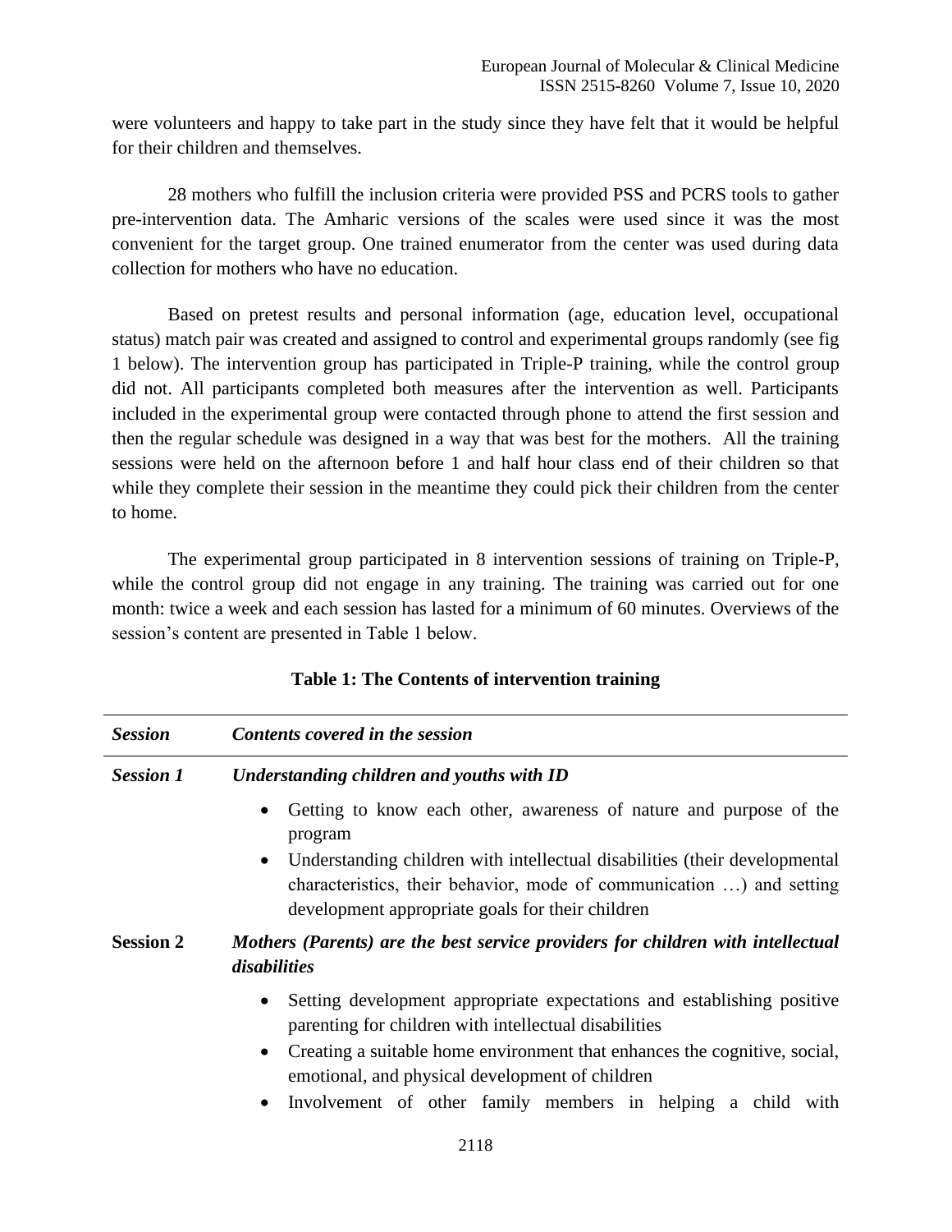were volunteers and happy to take part in the study since they have felt that it would be helpful for their children and themselves.

28 mothers who fulfill the inclusion criteria were provided PSS and PCRS tools to gather pre-intervention data. The Amharic versions of the scales were used since it was the most convenient for the target group. One trained enumerator from the center was used during data collection for mothers who have no education.

Based on pretest results and personal information (age, education level, occupational status) match pair was created and assigned to control and experimental groups randomly (see fig 1 below). The intervention group has participated in Triple-P training, while the control group did not. All participants completed both measures after the intervention as well. Participants included in the experimental group were contacted through phone to attend the first session and then the regular schedule was designed in a way that was best for the mothers. All the training sessions were held on the afternoon before 1 and half hour class end of their children so that while they complete their session in the meantime they could pick their children from the center to home.

The experimental group participated in 8 intervention sessions of training on Triple-P, while the control group did not engage in any training. The training was carried out for one month: twice a week and each session has lasted for a minimum of 60 minutes. Overviews of the session's content are presented in Table 1 below.

**Table 1: The Contents of intervention training**

| *Session* | *Contents covered in the session* |
| --- | --- |
| ***Session 1*** | ***Understanding children and youths with ID*** |
| | • Getting to know each other, awareness of nature and purpose of the program<br>• Understanding children with intellectual disabilities (their developmental characteristics, their behavior, mode of communication …) and setting development appropriate goals for their children |
| **Session 2** | ***Mothers (Parents) are the best service providers for children with intellectual disabilities*** |
| | • Setting development appropriate expectations and establishing positive parenting for children with intellectual disabilities<br>• Creating a suitable home environment that enhances the cognitive, social, emotional, and physical development of children<br>• Involvement of other family members in helping a child with |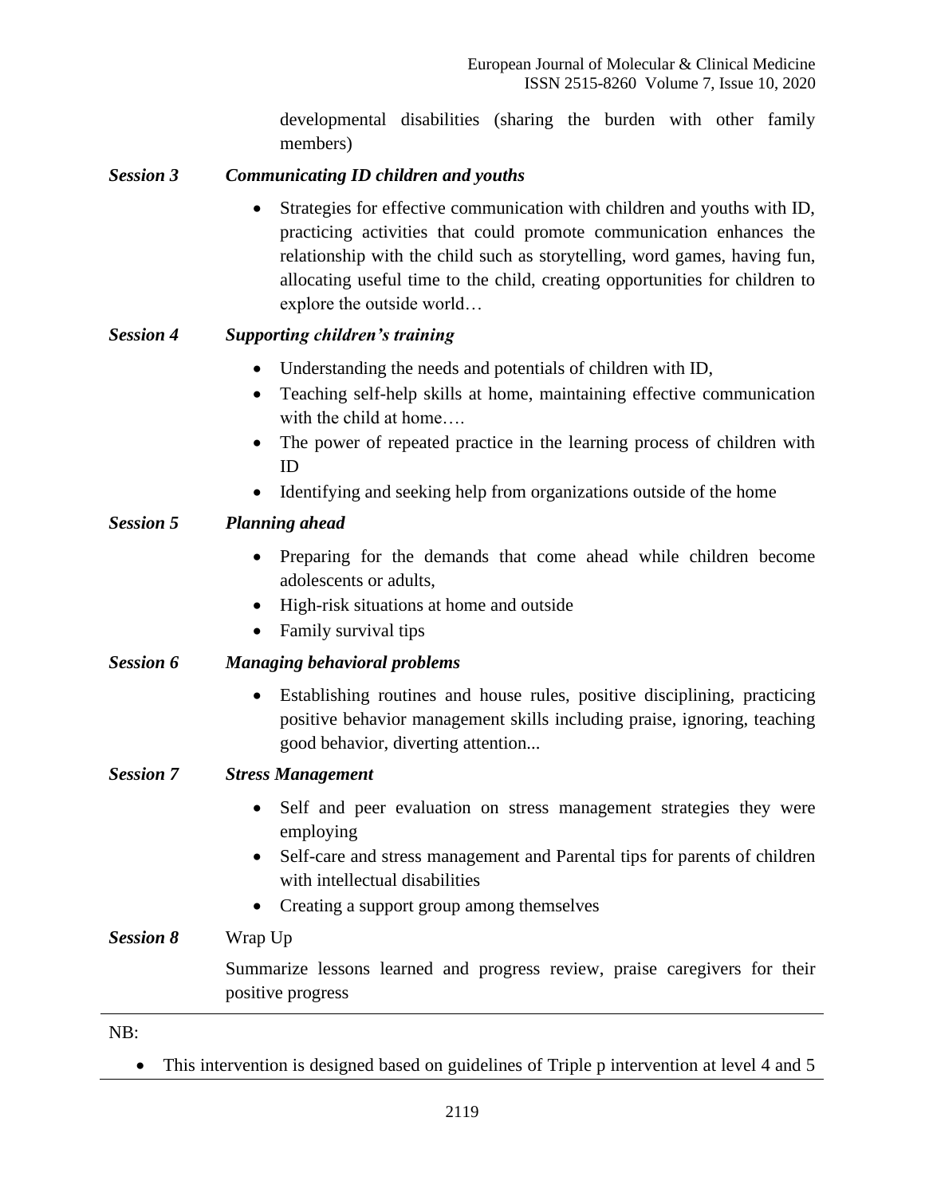developmental disabilities (sharing the burden with other family members)

***Session 3*** ***Communicating ID children and youths***

- Strategies for effective communication with children and youths with ID, practicing activities that could promote communication enhances the relationship with the child such as storytelling, word games, having fun, allocating useful time to the child, creating opportunities for children to explore the outside world…

***Session 4*** ***Supporting children's training***

- Understanding the needs and potentials of children with ID,
- Teaching self-help skills at home, maintaining effective communication with the child at home….
- The power of repeated practice in the learning process of children with ID
- Identifying and seeking help from organizations outside of the home

***Session 5*** ***Planning ahead***

- Preparing for the demands that come ahead while children become adolescents or adults,
- High-risk situations at home and outside
- Family survival tips

***Session 6*** ***Managing behavioral problems***

- Establishing routines and house rules, positive disciplining, practicing positive behavior management skills including praise, ignoring, teaching good behavior, diverting attention...

***Session 7*** ***Stress Management***

- Self and peer evaluation on stress management strategies they were employing
- Self-care and stress management and Parental tips for parents of children with intellectual disabilities
- Creating a support group among themselves

***Session 8*** Wrap Up

Summarize lessons learned and progress review, praise caregivers for their positive progress

---

NB:

- This intervention is designed based on guidelines of Triple p intervention at level 4 and 5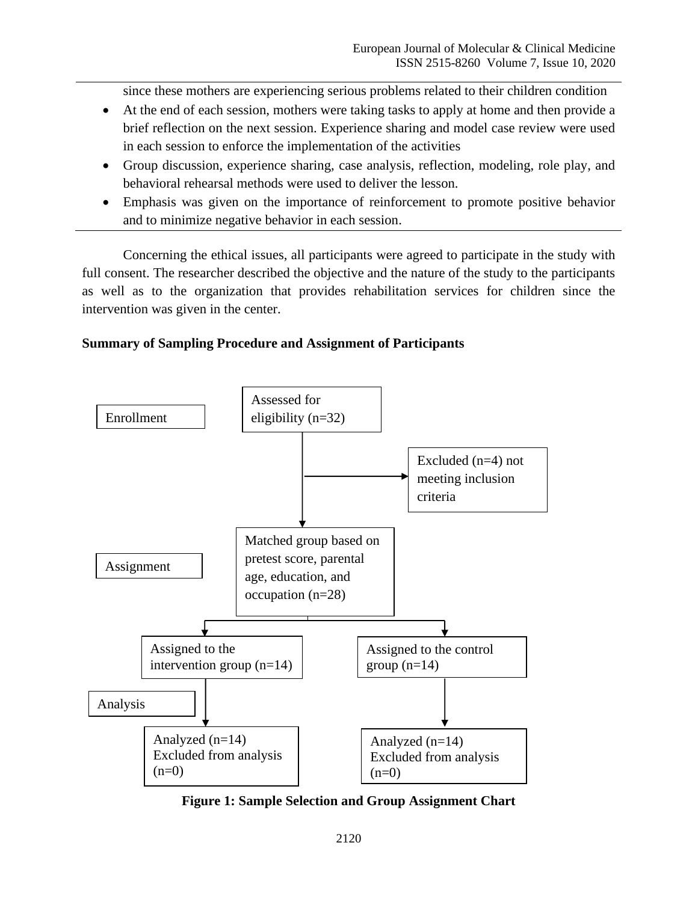since these mothers are experiencing serious problems related to their children condition

- At the end of each session, mothers were taking tasks to apply at home and then provide a brief reflection on the next session. Experience sharing and model case review were used in each session to enforce the implementation of the activities
- Group discussion, experience sharing, case analysis, reflection, modeling, role play, and behavioral rehearsal methods were used to deliver the lesson.
- Emphasis was given on the importance of reinforcement to promote positive behavior and to minimize negative behavior in each session.

Concerning the ethical issues, all participants were agreed to participate in the study with full consent. The researcher described the objective and the nature of the study to the participants as well as to the organization that provides rehabilitation services for children since the intervention was given in the center.

**Summary of Sampling Procedure and Assignment of Participants**

Enrollment

Assessed for eligibility (n=32)

Excluded (n=4) not meeting inclusion criteria

Assignment

Matched group based on pretest score, parental age, education, and occupation (n=28)

Assigned to the intervention group (n=14)

Assigned to the control group (n=14)

Analysis

Analyzed (n=14)
Excluded from analysis (n=0)

Analyzed (n=14)
Excluded from analysis (n=0)

**Figure 1: Sample Selection and Group Assignment Chart**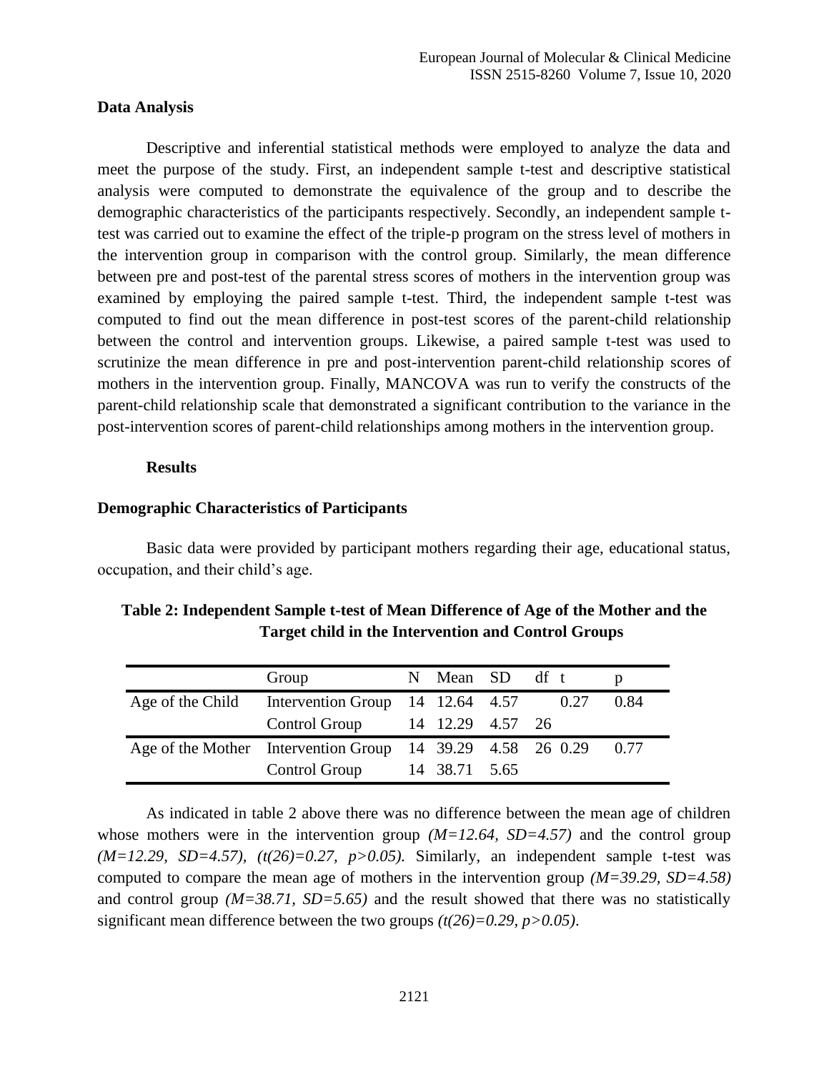## Data Analysis

Descriptive and inferential statistical methods were employed to analyze the data and meet the purpose of the study. First, an independent sample t-test and descriptive statistical analysis were computed to demonstrate the equivalence of the group and to describe the demographic characteristics of the participants respectively. Secondly, an independent sample t-test was carried out to examine the effect of the triple-p program on the stress level of mothers in the intervention group in comparison with the control group. Similarly, the mean difference between pre and post-test of the parental stress scores of mothers in the intervention group was examined by employing the paired sample t-test. Third, the independent sample t-test was computed to find out the mean difference in post-test scores of the parent-child relationship between the control and intervention groups. Likewise, a paired sample t-test was used to scrutinize the mean difference in pre and post-intervention parent-child relationship scores of mothers in the intervention group. Finally, MANCOVA was run to verify the constructs of the parent-child relationship scale that demonstrated a significant contribution to the variance in the post-intervention scores of parent-child relationships among mothers in the intervention group.

## Results

### Demographic Characteristics of Participants

Basic data were provided by participant mothers regarding their age, educational status, occupation, and their child's age.

**Table 2: Independent Sample t-test of Mean Difference of Age of the Mother and the Target child in the Intervention and Control Groups**

| | Group | N | Mean | SD | df | t | p |
|---|---|---|---|---|---|---|---|
| Age of the Child | Intervention Group | 14 | 12.64 | 4.57 | | 0.27 | 0.84 |
| | Control Group | 14 | 12.29 | 4.57 | 26 | | |
| Age of the Mother | Intervention Group | 14 | 39.29 | 4.58 | 26 | 0.29 | 0.77 |
| | Control Group | 14 | 38.71 | 5.65 | | | |

As indicated in table 2 above there was no difference between the mean age of children whose mothers were in the intervention group *($M=12.64$, $SD=4.57$)* and the control group *($M=12.29$, $SD=4.57$)*, *($t(26)=0.27$, $p>0.05$)*. Similarly, an independent sample t-test was computed to compare the mean age of mothers in the intervention group *($M=39.29$, $SD=4.58$)* and control group *($M=38.71$, $SD=5.65$)* and the result showed that there was no statistically significant mean difference between the two groups *($t(26)=0.29$, $p>0.05$)*.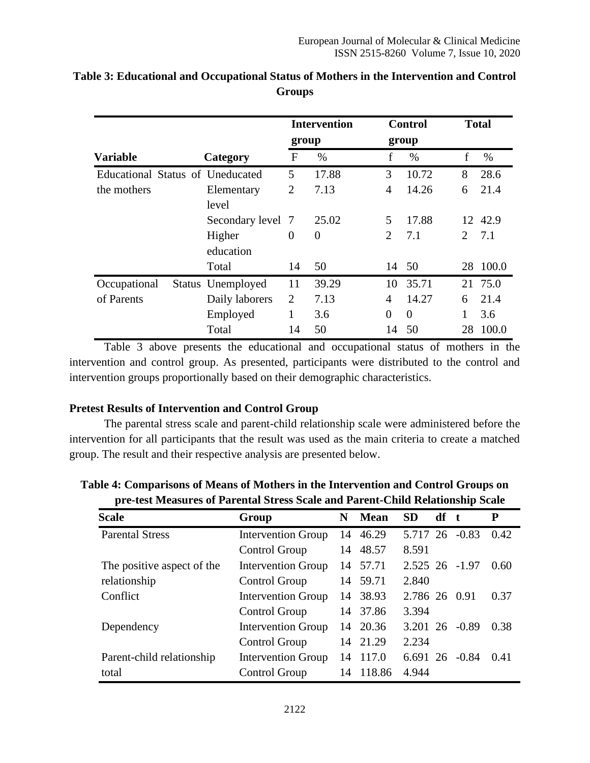**Table 3: Educational and Occupational Status of Mothers in the Intervention and Control Groups**

| | | Intervention group | | Control group | | Total | |
|---|---|---|---|---|---|---|---|
| **Variable** | **Category** | F | % | f | % | f | % |
| Educational Status of the mothers | Uneducated | 5 | 17.88 | 3 | 10.72 | 8 | 28.6 |
| | Elementary level | 2 | 7.13 | 4 | 14.26 | 6 | 21.4 |
| | Secondary level | 7 | 25.02 | 5 | 17.88 | 12 | 42.9 |
| | Higher education | 0 | 0 | 2 | 7.1 | 2 | 7.1 |
| | Total | 14 | 50 | 14 | 50 | 28 | 100.0 |
| Occupational Status of Parents | Unemployed | 11 | 39.29 | 10 | 35.71 | 21 | 75.0 |
| | Daily laborers | 2 | 7.13 | 4 | 14.27 | 6 | 21.4 |
| | Employed | 1 | 3.6 | 0 | 0 | 1 | 3.6 |
| | Total | 14 | 50 | 14 | 50 | 28 | 100.0 |

Table 3 above presents the educational and occupational status of mothers in the intervention and control group. As presented, participants were distributed to the control and intervention groups proportionally based on their demographic characteristics.

**Pretest Results of Intervention and Control Group**

The parental stress scale and parent-child relationship scale were administered before the intervention for all participants that the result was used as the main criteria to create a matched group. The result and their respective analysis are presented below.

**Table 4: Comparisons of Means of Mothers in the Intervention and Control Groups on pre-test Measures of Parental Stress Scale and Parent-Child Relationship Scale**

| Scale | Group | N | Mean | SD | df | t | P |
|---|---|---|---|---|---|---|---|
| Parental Stress | Intervention Group | 14 | 46.29 | 5.717 | 26 | -0.83 | 0.42 |
| | Control Group | 14 | 48.57 | 8.591 | | | |
| The positive aspect of the relationship | Intervention Group | 14 | 57.71 | 2.525 | 26 | -1.97 | 0.60 |
| | Control Group | 14 | 59.71 | 2.840 | | | |
| Conflict | Intervention Group | 14 | 38.93 | 2.786 | 26 | 0.91 | 0.37 |
| | Control Group | 14 | 37.86 | 3.394 | | | |
| Dependency | Intervention Group | 14 | 20.36 | 3.201 | 26 | -0.89 | 0.38 |
| | Control Group | 14 | 21.29 | 2.234 | | | |
| Parent-child relationship total | Intervention Group | 14 | 117.0 | 6.691 | 26 | -0.84 | 0.41 |
| | Control Group | 14 | 118.86 | 4.944 | | | |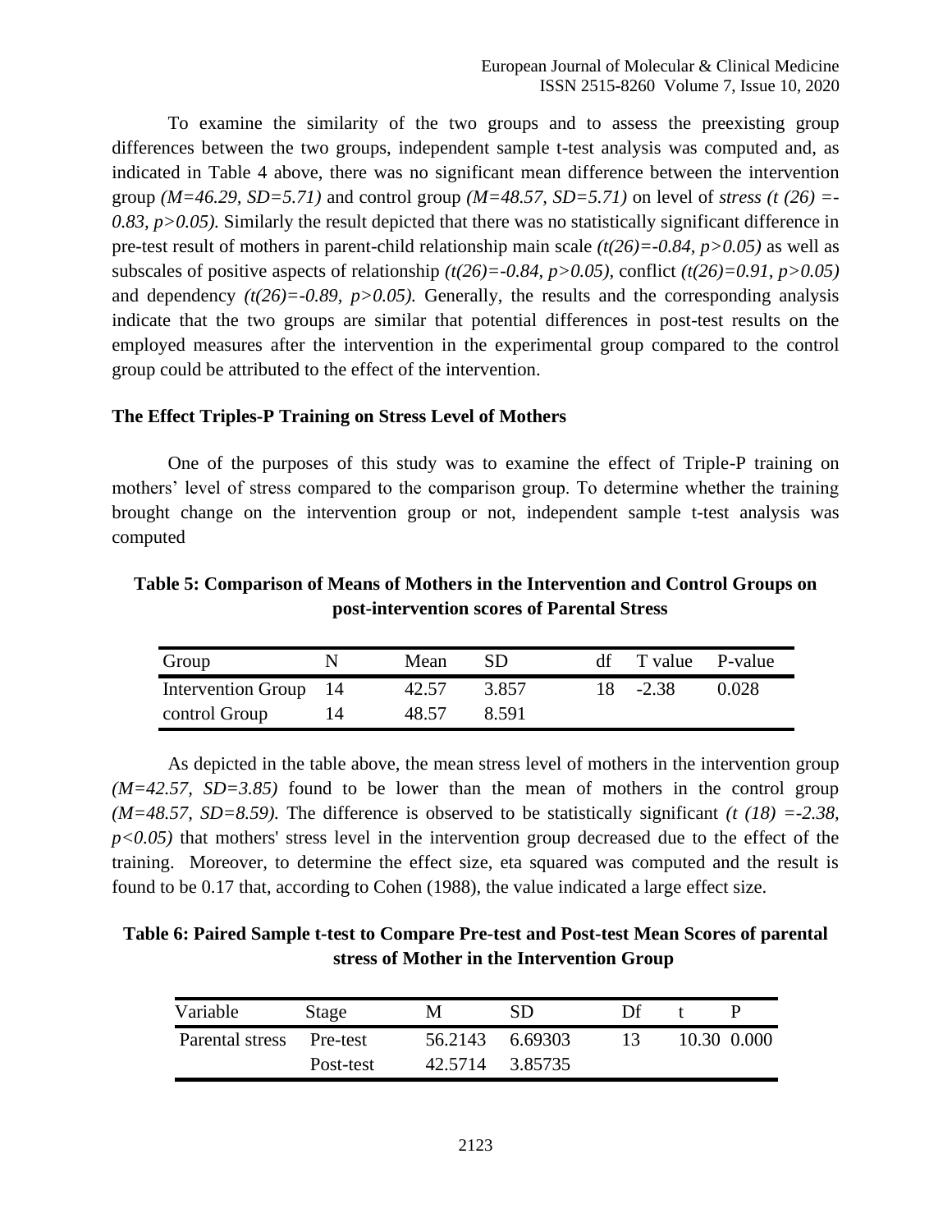To examine the similarity of the two groups and to assess the preexisting group differences between the two groups, independent sample t-test analysis was computed and, as indicated in Table 4 above, there was no significant mean difference between the intervention group *($M=46.29$, $SD=5.71$)* and control group *($M=48.57$, $SD=5.71$)* on level of *stress ($t(26)=-0.83$, $p>0.05$).* Similarly the result depicted that there was no statistically significant difference in pre-test result of mothers in parent-child relationship main scale *($t(26)=-0.84$, $p>0.05$)* as well as subscales of positive aspects of relationship *($t(26)=-0.84$, $p>0.05$),* conflict *($t(26)=0.91$, $p>0.05$)* and dependency *($t(26)=-0.89$, $p>0.05$).* Generally, the results and the corresponding analysis indicate that the two groups are similar that potential differences in post-test results on the employed measures after the intervention in the experimental group compared to the control group could be attributed to the effect of the intervention.

### The Effect Triples-P Training on Stress Level of Mothers

One of the purposes of this study was to examine the effect of Triple-P training on mothers' level of stress compared to the comparison group. To determine whether the training brought change on the intervention group or not, independent sample t-test analysis was computed

**Table 5: Comparison of Means of Mothers in the Intervention and Control Groups on post-intervention scores of Parental Stress**

| Group | N | Mean | SD | df | T value | P-value |
|---|---|---|---|---|---|---|
| Intervention Group | 14 | 42.57 | 3.857 | 18 | -2.38 | 0.028 |
| control Group | 14 | 48.57 | 8.591 | | | |

As depicted in the table above, the mean stress level of mothers in the intervention group *($M=42.57$, $SD=3.85$)* found to be lower than the mean of mothers in the control group *($M=48.57$, $SD=8.59$).* The difference is observed to be statistically significant *($t(18)=-2.38$, $p<0.05$)* that mothers' stress level in the intervention group decreased due to the effect of the training. Moreover, to determine the effect size, eta squared was computed and the result is found to be 0.17 that, according to Cohen (1988), the value indicated a large effect size.

**Table 6: Paired Sample t-test to Compare Pre-test and Post-test Mean Scores of parental stress of Mother in the Intervention Group**

| Variable | Stage | M | SD | Df | t | P |
|---|---|---|---|---|---|---|
| Parental stress | Pre-test | 56.2143 | 6.69303 | 13 | 10.30 | 0.000 |
| | Post-test | 42.5714 | 3.85735 | | | |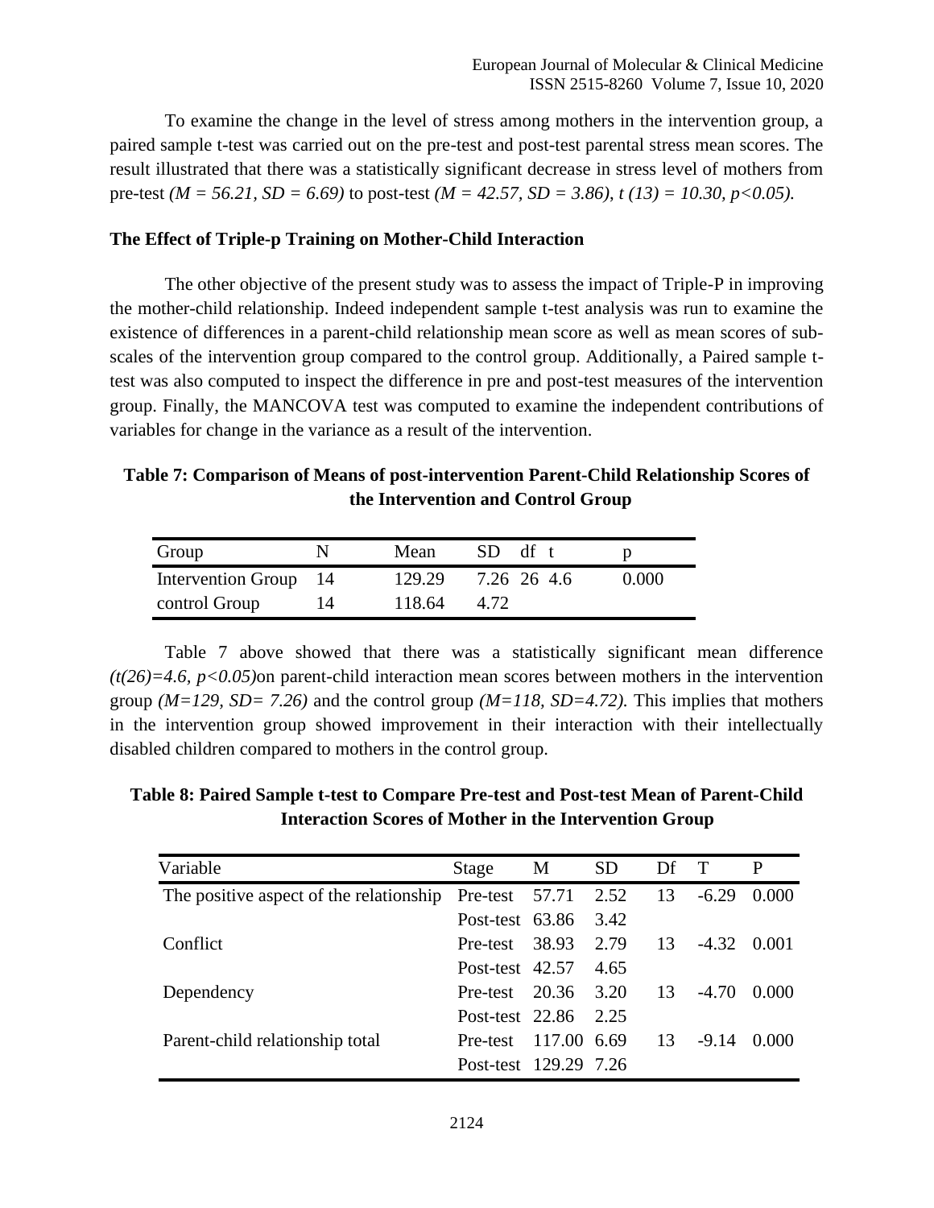To examine the change in the level of stress among mothers in the intervention group, a paired sample t-test was carried out on the pre-test and post-test parental stress mean scores. The result illustrated that there was a statistically significant decrease in stress level of mothers from pre-test *($M = 56.21$, $SD = 6.69$)* to post-test *($M = 42.57$, $SD = 3.86$)*, *$t(13) = 10.30$, $p<0.05$)*.

### The Effect of Triple-p Training on Mother-Child Interaction

The other objective of the present study was to assess the impact of Triple-P in improving the mother-child relationship. Indeed independent sample t-test analysis was run to examine the existence of differences in a parent-child relationship mean score as well as mean scores of sub-scales of the intervention group compared to the control group. Additionally, a Paired sample t-test was also computed to inspect the difference in pre and post-test measures of the intervention group. Finally, the MANCOVA test was computed to examine the independent contributions of variables for change in the variance as a result of the intervention.

**Table 7: Comparison of Means of post-intervention Parent-Child Relationship Scores of the Intervention and Control Group**

| Group | N | Mean | SD | df | t | p |
|---|---|---|---|---|---|---|
| Intervention Group | 14 | 129.29 | 7.26 | 26 | 4.6 | 0.000 |
| control Group | 14 | 118.64 | 4.72 | | | |

Table 7 above showed that there was a statistically significant mean difference *($t(26)=4.6$, $p<0.05$)*on parent-child interaction mean scores between mothers in the intervention group *($M=129$, $SD= 7.26$)* and the control group *($M=118$, $SD=4.72$)*. This implies that mothers in the intervention group showed improvement in their interaction with their intellectually disabled children compared to mothers in the control group.

**Table 8: Paired Sample t-test to Compare Pre-test and Post-test Mean of Parent-Child Interaction Scores of Mother in the Intervention Group**

| Variable | Stage | M | SD | Df | T | P |
|---|---|---|---|---|---|---|
| The positive aspect of the relationship | Pre-test | 57.71 | 2.52 | 13 | -6.29 | 0.000 |
| | Post-test | 63.86 | 3.42 | | | |
| Conflict | Pre-test | 38.93 | 2.79 | 13 | -4.32 | 0.001 |
| | Post-test | 42.57 | 4.65 | | | |
| Dependency | Pre-test | 20.36 | 3.20 | 13 | -4.70 | 0.000 |
| | Post-test | 22.86 | 2.25 | | | |
| Parent-child relationship total | Pre-test | 117.00 | 6.69 | 13 | -9.14 | 0.000 |
| | Post-test | 129.29 | 7.26 | | | |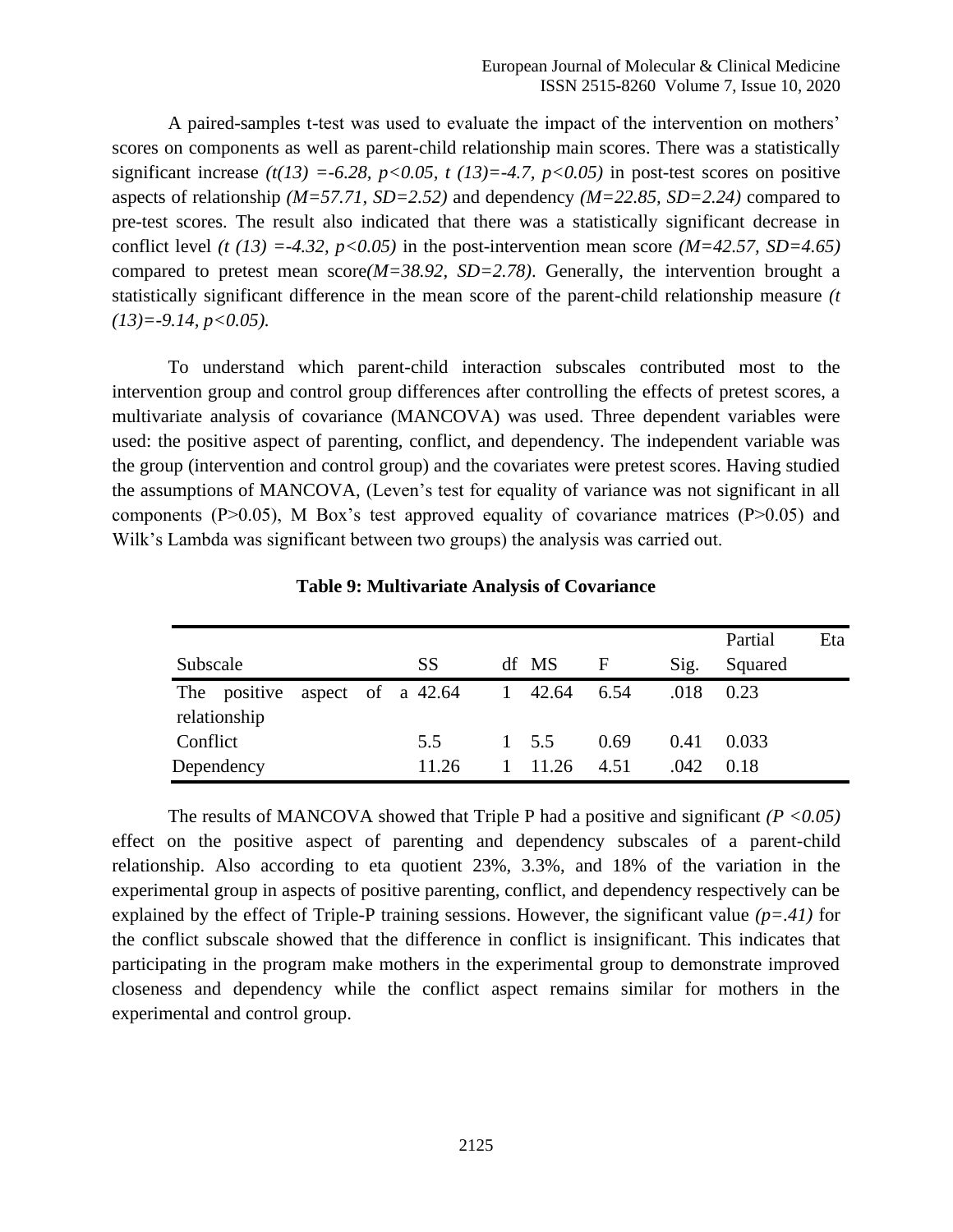A paired-samples t-test was used to evaluate the impact of the intervention on mothers' scores on components as well as parent-child relationship main scores. There was a statistically significant increase *($t(13)$ =-6.28, $p<0.05$, $t(13)$=-4.7, $p<0.05$)* in post-test scores on positive aspects of relationship *($M$=57.71, $SD$=2.52)* and dependency *($M$=22.85, $SD$=2.24)* compared to pre-test scores. The result also indicated that there was a statistically significant decrease in conflict level *($t(13)$ =-4.32, $p<0.05$)* in the post-intervention mean score *($M$=42.57, $SD$=4.65)* compared to pretest mean score*($M$=38.92, $SD$=2.78)*. Generally, the intervention brought a statistically significant difference in the mean score of the parent-child relationship measure *($t(13)$=-9.14, $p<0.05$).*

To understand which parent-child interaction subscales contributed most to the intervention group and control group differences after controlling the effects of pretest scores, a multivariate analysis of covariance (MANCOVA) was used. Three dependent variables were used: the positive aspect of parenting, conflict, and dependency. The independent variable was the group (intervention and control group) and the covariates were pretest scores. Having studied the assumptions of MANCOVA, (Leven's test for equality of variance was not significant in all components (P>0.05), M Box's test approved equality of covariance matrices (P>0.05) and Wilk's Lambda was significant between two groups) the analysis was carried out.

**Table 9: Multivariate Analysis of Covariance**

| Subscale | SS | df | MS | F | Sig. | Partial Eta Squared |
|---|---|---|---|---|---|---|
| The positive aspect of a relationship | 42.64 | 1 | 42.64 | 6.54 | .018 | 0.23 |
| Conflict | 5.5 | 1 | 5.5 | 0.69 | 0.41 | 0.033 |
| Dependency | 11.26 | 1 | 11.26 | 4.51 | .042 | 0.18 |

The results of MANCOVA showed that Triple P had a positive and significant *($P < 0.05$)* effect on the positive aspect of parenting and dependency subscales of a parent-child relationship. Also according to eta quotient 23%, 3.3%, and 18% of the variation in the experimental group in aspects of positive parenting, conflict, and dependency respectively can be explained by the effect of Triple-P training sessions. However, the significant value *($p$=.41)* for the conflict subscale showed that the difference in conflict is insignificant. This indicates that participating in the program make mothers in the experimental group to demonstrate improved closeness and dependency while the conflict aspect remains similar for mothers in the experimental and control group.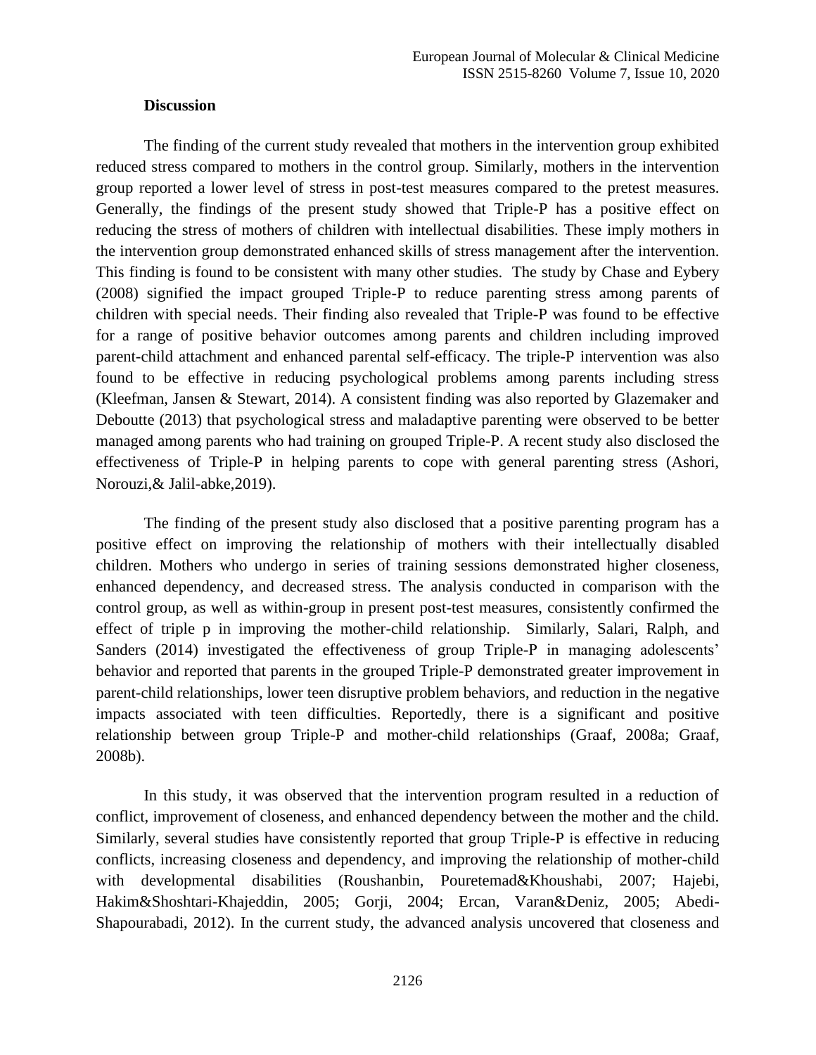**Discussion**

The finding of the current study revealed that mothers in the intervention group exhibited reduced stress compared to mothers in the control group. Similarly, mothers in the intervention group reported a lower level of stress in post-test measures compared to the pretest measures. Generally, the findings of the present study showed that Triple-P has a positive effect on reducing the stress of mothers of children with intellectual disabilities. These imply mothers in the intervention group demonstrated enhanced skills of stress management after the intervention. This finding is found to be consistent with many other studies. The study by Chase and Eybery (2008) signified the impact grouped Triple-P to reduce parenting stress among parents of children with special needs. Their finding also revealed that Triple-P was found to be effective for a range of positive behavior outcomes among parents and children including improved parent-child attachment and enhanced parental self-efficacy. The triple-P intervention was also found to be effective in reducing psychological problems among parents including stress (Kleefman, Jansen & Stewart, 2014). A consistent finding was also reported by Glazemaker and Deboutte (2013) that psychological stress and maladaptive parenting were observed to be better managed among parents who had training on grouped Triple-P. A recent study also disclosed the effectiveness of Triple-P in helping parents to cope with general parenting stress (Ashori, Norouzi,& Jalil-abke,2019).

The finding of the present study also disclosed that a positive parenting program has a positive effect on improving the relationship of mothers with their intellectually disabled children. Mothers who undergo in series of training sessions demonstrated higher closeness, enhanced dependency, and decreased stress. The analysis conducted in comparison with the control group, as well as within-group in present post-test measures, consistently confirmed the effect of triple p in improving the mother-child relationship. Similarly, Salari, Ralph, and Sanders (2014) investigated the effectiveness of group Triple-P in managing adolescents' behavior and reported that parents in the grouped Triple-P demonstrated greater improvement in parent-child relationships, lower teen disruptive problem behaviors, and reduction in the negative impacts associated with teen difficulties. Reportedly, there is a significant and positive relationship between group Triple-P and mother-child relationships (Graaf, 2008a; Graaf, 2008b).

In this study, it was observed that the intervention program resulted in a reduction of conflict, improvement of closeness, and enhanced dependency between the mother and the child. Similarly, several studies have consistently reported that group Triple-P is effective in reducing conflicts, increasing closeness and dependency, and improving the relationship of mother-child with developmental disabilities (Roushanbin, Pouretemad&Khoushabi, 2007; Hajebi, Hakim&Shoshtari-Khajeddin, 2005; Gorji, 2004; Ercan, Varan&Deniz, 2005; Abedi-Shapourabadi, 2012). In the current study, the advanced analysis uncovered that closeness and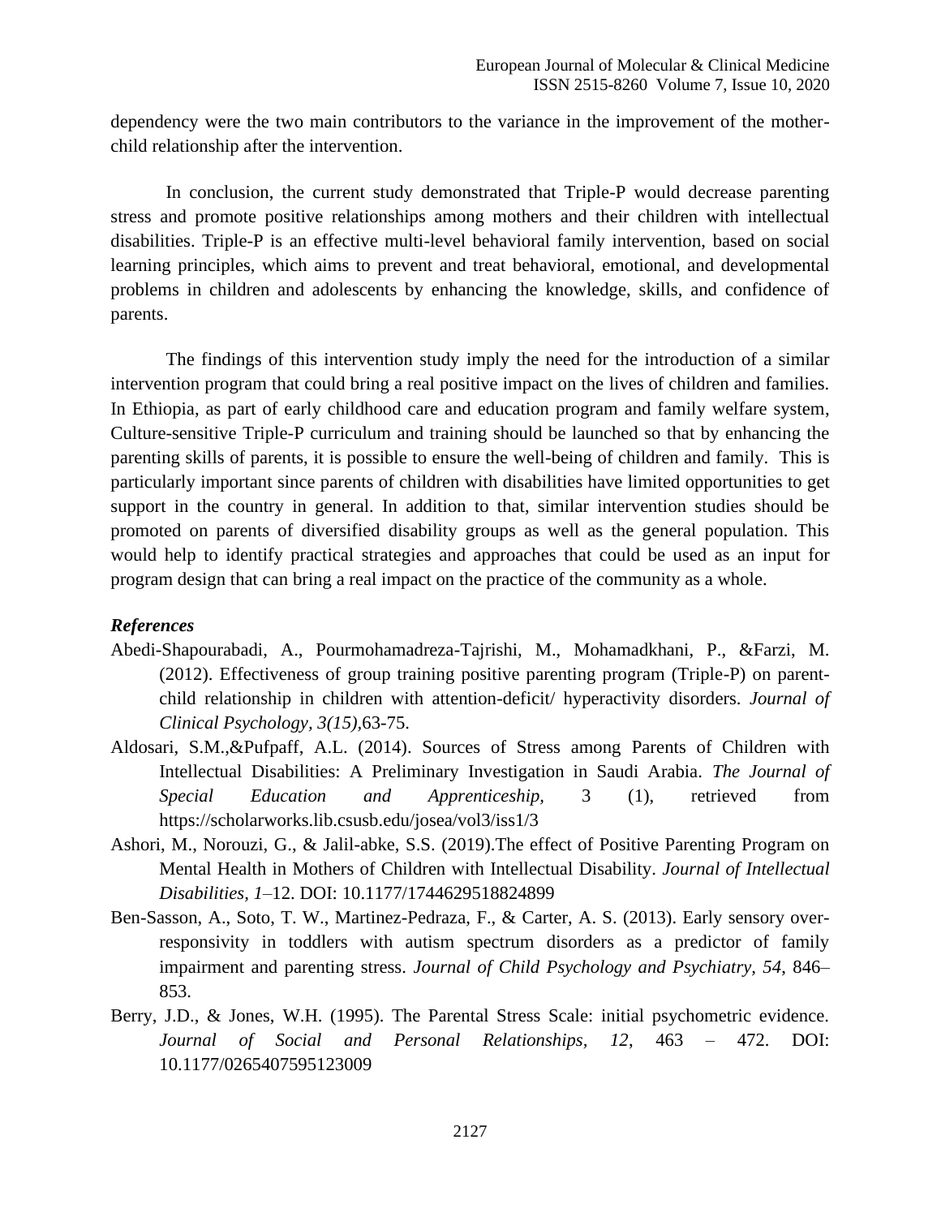dependency were the two main contributors to the variance in the improvement of the mother-child relationship after the intervention.

In conclusion, the current study demonstrated that Triple-P would decrease parenting stress and promote positive relationships among mothers and their children with intellectual disabilities. Triple-P is an effective multi-level behavioral family intervention, based on social learning principles, which aims to prevent and treat behavioral, emotional, and developmental problems in children and adolescents by enhancing the knowledge, skills, and confidence of parents.

The findings of this intervention study imply the need for the introduction of a similar intervention program that could bring a real positive impact on the lives of children and families. In Ethiopia, as part of early childhood care and education program and family welfare system, Culture-sensitive Triple-P curriculum and training should be launched so that by enhancing the parenting skills of parents, it is possible to ensure the well-being of children and family. This is particularly important since parents of children with disabilities have limited opportunities to get support in the country in general. In addition to that, similar intervention studies should be promoted on parents of diversified disability groups as well as the general population. This would help to identify practical strategies and approaches that could be used as an input for program design that can bring a real impact on the practice of the community as a whole.

***References***

Abedi-Shapourabadi, A., Pourmohamadreza-Tajrishi, M., Mohamadkhani, P., &Farzi, M. (2012). Effectiveness of group training positive parenting program (Triple-P) on parent-child relationship in children with attention-deficit/ hyperactivity disorders. *Journal of Clinical Psychology, 3(15)*,63-75.

Aldosari, S.M.,&Pufpaff, A.L. (2014). Sources of Stress among Parents of Children with Intellectual Disabilities: A Preliminary Investigation in Saudi Arabia. *The Journal of Special Education and Apprenticeship*, 3 (1), retrieved from https://scholarworks.lib.csusb.edu/josea/vol3/iss1/3

Ashori, M., Norouzi, G., & Jalil-abke, S.S. (2019).The effect of Positive Parenting Program on Mental Health in Mothers of Children with Intellectual Disability. *Journal of Intellectual Disabilities, 1*–12. DOI: 10.1177/1744629518824899

Ben-Sasson, A., Soto, T. W., Martinez-Pedraza, F., & Carter, A. S. (2013). Early sensory over-responsivity in toddlers with autism spectrum disorders as a predictor of family impairment and parenting stress. *Journal of Child Psychology and Psychiatry, 54*, 846–853.

Berry, J.D., & Jones, W.H. (1995). The Parental Stress Scale: initial psychometric evidence. *Journal of Social and Personal Relationships, 12*, 463 – 472. DOI: 10.1177/0265407595123009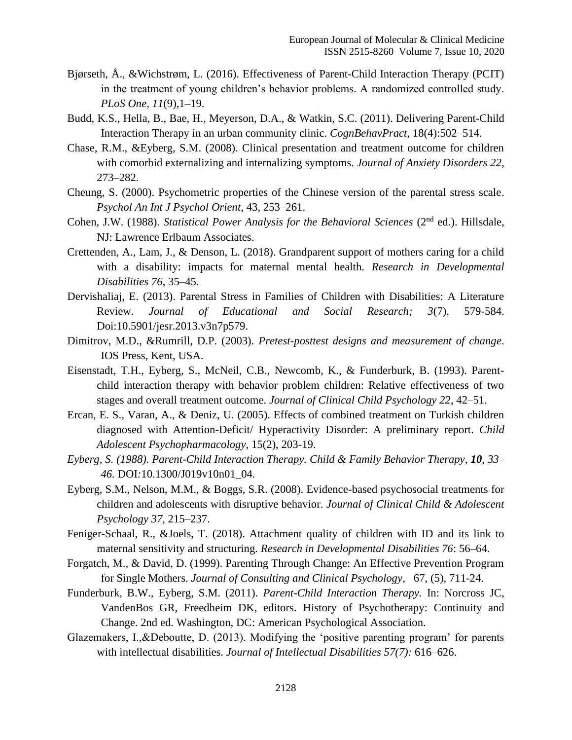Bjørseth, Å., &Wichstrøm, L. (2016). Effectiveness of Parent-Child Interaction Therapy (PCIT) in the treatment of young children's behavior problems. A randomized controlled study. *PLoS One, 11*(9),1–19.

Budd, K.S., Hella, B., Bae, H., Meyerson, D.A., & Watkin, S.C. (2011). Delivering Parent-Child Interaction Therapy in an urban community clinic. *CognBehavPract*, 18(4):502–514.

Chase, R.M., &Eyberg, S.M. (2008). Clinical presentation and treatment outcome for children with comorbid externalizing and internalizing symptoms. *Journal of Anxiety Disorders 22*, 273–282.

Cheung, S. (2000). Psychometric properties of the Chinese version of the parental stress scale. *Psychol An Int J Psychol Orient*, 43, 253–261.

Cohen, J.W. (1988). *Statistical Power Analysis for the Behavioral Sciences* (2nd ed.). Hillsdale, NJ: Lawrence Erlbaum Associates.

Crettenden, A., Lam, J., & Denson, L. (2018). Grandparent support of mothers caring for a child with a disability: impacts for maternal mental health. *Research in Developmental Disabilities 76*, 35–45.

Dervishaliaj, E. (2013). Parental Stress in Families of Children with Disabilities: A Literature Review. *Journal of Educational and Social Research; 3*(7), 579-584. Doi:10.5901/jesr.2013.v3n7p579.

Dimitrov, M.D., &Rumrill, D.P. (2003). *Pretest-posttest designs and measurement of change*. IOS Press, Kent, USA.

Eisenstadt, T.H., Eyberg, S., McNeil, C.B., Newcomb, K., & Funderburk, B. (1993). Parent-child interaction therapy with behavior problem children: Relative effectiveness of two stages and overall treatment outcome. *Journal of Clinical Child Psychology 22*, 42–51.

Ercan, E. S., Varan, A., & Deniz, U. (2005). Effects of combined treatment on Turkish children diagnosed with Attention-Deficit/ Hyperactivity Disorder: A preliminary report. *Child Adolescent Psychopharmacology*, 15(2), 203-19.

*Eyberg, S. (1988). Parent-Child Interaction Therapy. Child & Family Behavior Therapy, **10**, 33–46.* DOI:10.1300/J019v10n01_04.

Eyberg, S.M., Nelson, M.M., & Boggs, S.R. (2008). Evidence-based psychosocial treatments for children and adolescents with disruptive behavior. *Journal of Clinical Child & Adolescent Psychology 37*, 215–237.

Feniger-Schaal, R., &Joels, T. (2018). Attachment quality of children with ID and its link to maternal sensitivity and structuring. *Research in Developmental Disabilities 76*: 56–64.

Forgatch, M., & David, D. (1999). Parenting Through Change: An Effective Prevention Program for Single Mothers. *Journal of Consulting and Clinical Psychology*, 67, (5), 711-24.

Funderburk, B.W., Eyberg, S.M. (2011). *Parent-Child Interaction Therapy.* In: Norcross JC, VandenBos GR, Freedheim DK, editors. History of Psychotherapy: Continuity and Change. 2nd ed. Washington, DC: American Psychological Association.

Glazemakers, I.,&Deboutte, D. (2013). Modifying the 'positive parenting program' for parents with intellectual disabilities. *Journal of Intellectual Disabilities 57(7):* 616–626.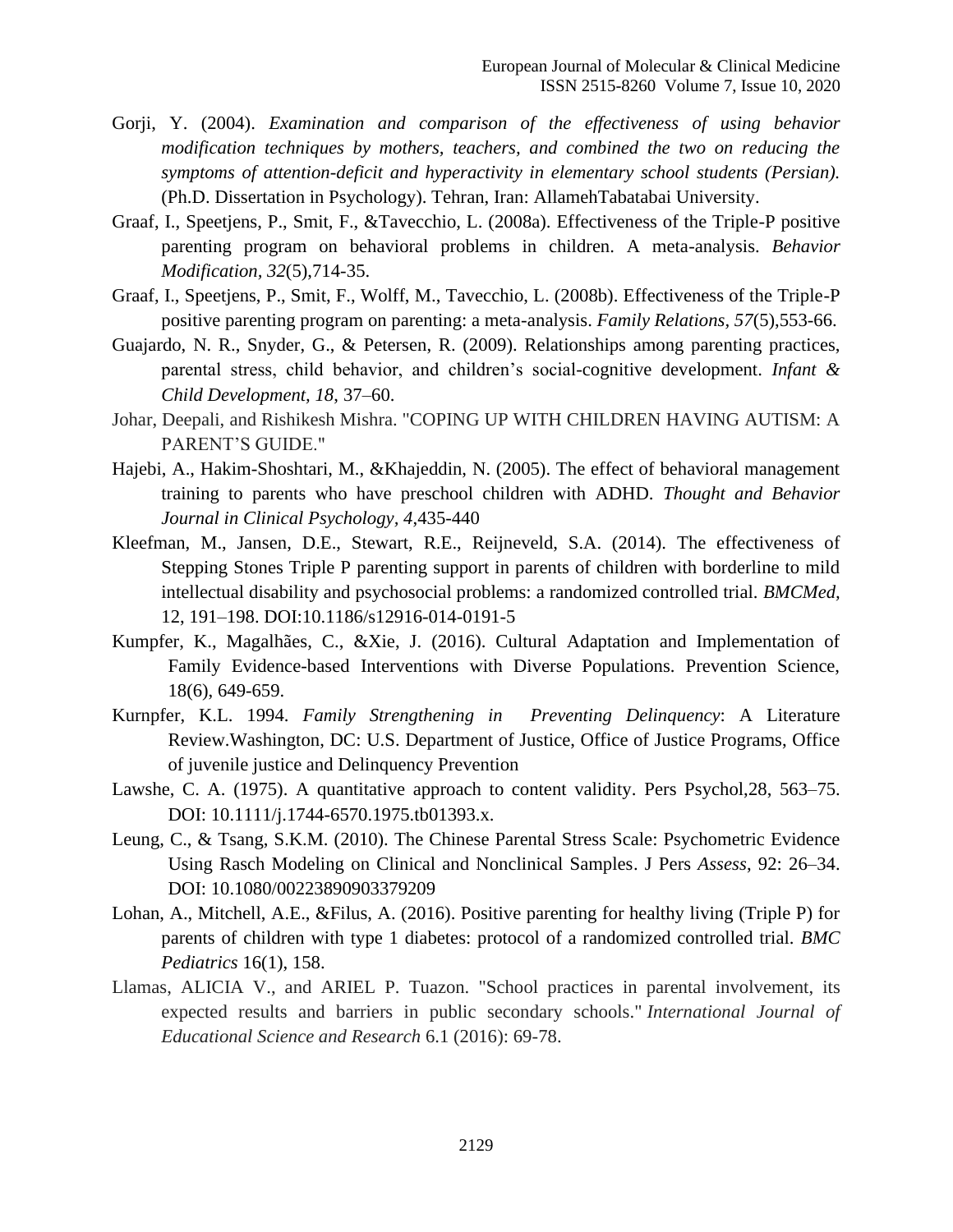Gorji, Y. (2004). *Examination and comparison of the effectiveness of using behavior modification techniques by mothers, teachers, and combined the two on reducing the symptoms of attention-deficit and hyperactivity in elementary school students (Persian).* (Ph.D. Dissertation in Psychology). Tehran, Iran: AllamehTabatabai University.

Graaf, I., Speetjens, P., Smit, F., &Tavecchio, L. (2008a). Effectiveness of the Triple-P positive parenting program on behavioral problems in children. A meta-analysis. *Behavior Modification, 32*(5),714-35.

Graaf, I., Speetjens, P., Smit, F., Wolff, M., Tavecchio, L. (2008b). Effectiveness of the Triple-P positive parenting program on parenting: a meta-analysis. *Family Relations, 57*(5),553-66.

Guajardo, N. R., Snyder, G., & Petersen, R. (2009). Relationships among parenting practices, parental stress, child behavior, and children's social-cognitive development. *Infant & Child Development, 18*, 37–60.

Johar, Deepali, and Rishikesh Mishra. "COPING UP WITH CHILDREN HAVING AUTISM: A PARENT'S GUIDE."

Hajebi, A., Hakim-Shoshtari, M., &Khajeddin, N. (2005). The effect of behavioral management training to parents who have preschool children with ADHD. *Thought and Behavior Journal in Clinical Psychology, 4*,435-440

Kleefman, M., Jansen, D.E., Stewart, R.E., Reijneveld, S.A. (2014). The effectiveness of Stepping Stones Triple P parenting support in parents of children with borderline to mild intellectual disability and psychosocial problems: a randomized controlled trial. *BMCMed,* 12, 191–198. DOI:10.1186/s12916-014-0191-5

Kumpfer, K., Magalhães, C., &Xie, J. (2016). Cultural Adaptation and Implementation of Family Evidence-based Interventions with Diverse Populations. Prevention Science, 18(6), 649-659.

Kurnpfer, K.L. 1994. *Family Strengthening in Preventing Delinquency*: A Literature Review.Washington, DC: U.S. Department of Justice, Office of Justice Programs, Office of juvenile justice and Delinquency Prevention

Lawshe, C. A. (1975). A quantitative approach to content validity. Pers Psychol,28, 563–75. DOI: 10.1111/j.1744-6570.1975.tb01393.x.

Leung, C., & Tsang, S.K.M. (2010). The Chinese Parental Stress Scale: Psychometric Evidence Using Rasch Modeling on Clinical and Nonclinical Samples. J Pers *Assess*, 92: 26–34. DOI: 10.1080/00223890903379209

Lohan, A., Mitchell, A.E., &Filus, A. (2016). Positive parenting for healthy living (Triple P) for parents of children with type 1 diabetes: protocol of a randomized controlled trial. *BMC Pediatrics* 16(1), 158.

Llamas, ALICIA V., and ARIEL P. Tuazon. "School practices in parental involvement, its expected results and barriers in public secondary schools." *International Journal of Educational Science and Research* 6.1 (2016): 69-78.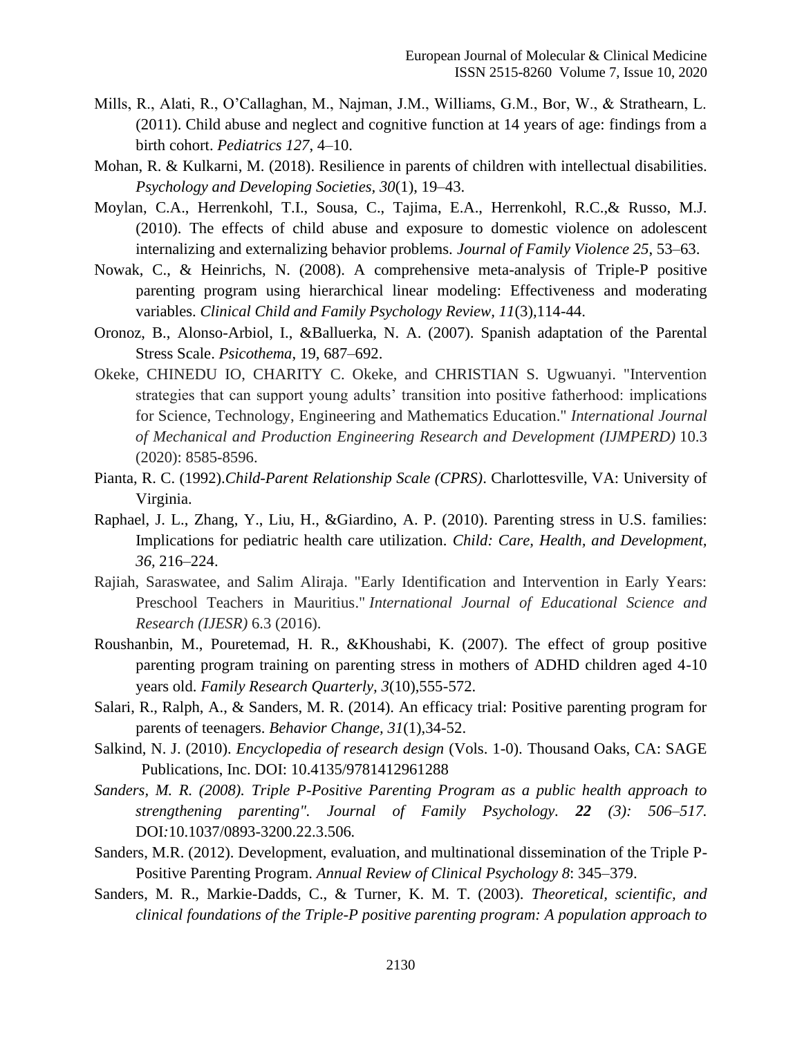Mills, R., Alati, R., O'Callaghan, M., Najman, J.M., Williams, G.M., Bor, W., & Strathearn, L. (2011). Child abuse and neglect and cognitive function at 14 years of age: findings from a birth cohort. *Pediatrics 127*, 4–10.

Mohan, R. & Kulkarni, M. (2018). Resilience in parents of children with intellectual disabilities. *Psychology and Developing Societies*, *30*(1), 19–43.

Moylan, C.A., Herrenkohl, T.I., Sousa, C., Tajima, E.A., Herrenkohl, R.C.,& Russo, M.J. (2010). The effects of child abuse and exposure to domestic violence on adolescent internalizing and externalizing behavior problems. *Journal of Family Violence 25*, 53–63.

Nowak, C., & Heinrichs, N. (2008). A comprehensive meta-analysis of Triple-P positive parenting program using hierarchical linear modeling: Effectiveness and moderating variables. *Clinical Child and Family Psychology Review, 11*(3),114-44.

Oronoz, B., Alonso-Arbiol, I., &Balluerka, N. A. (2007). Spanish adaptation of the Parental Stress Scale. *Psicothema*, 19, 687–692.

Okeke, CHINEDU IO, CHARITY C. Okeke, and CHRISTIAN S. Ugwuanyi. "Intervention strategies that can support young adults' transition into positive fatherhood: implications for Science, Technology, Engineering and Mathematics Education." *International Journal of Mechanical and Production Engineering Research and Development (IJMPERD)* 10.3 (2020): 8585-8596.

Pianta, R. C. (1992).*Child-Parent Relationship Scale (CPRS)*. Charlottesville, VA: University of Virginia.

Raphael, J. L., Zhang, Y., Liu, H., &Giardino, A. P. (2010). Parenting stress in U.S. families: Implications for pediatric health care utilization. *Child: Care, Health, and Development, 36*, 216–224.

Rajiah, Saraswatee, and Salim Aliraja. "Early Identification and Intervention in Early Years: Preschool Teachers in Mauritius." *International Journal of Educational Science and Research (IJESR)* 6.3 (2016).

Roushanbin, M., Pouretemad, H. R., &Khoushabi, K. (2007). The effect of group positive parenting program training on parenting stress in mothers of ADHD children aged 4-10 years old. *Family Research Quarterly, 3*(10),555-572.

Salari, R., Ralph, A., & Sanders, M. R. (2014). An efficacy trial: Positive parenting program for parents of teenagers. *Behavior Change, 31*(1),34-52.

Salkind, N. J. (2010). *Encyclopedia of research design* (Vols. 1-0). Thousand Oaks, CA: SAGE Publications, Inc. DOI: 10.4135/9781412961288

*Sanders, M. R. (2008). Triple P-Positive Parenting Program as a public health approach to strengthening parenting". Journal of Family Psychology.* ***22*** *(3): 506–517.* DOI*:*10.1037/0893-3200.22.3.506*.*

Sanders, M.R. (2012). Development, evaluation, and multinational dissemination of the Triple P-Positive Parenting Program. *Annual Review of Clinical Psychology 8*: 345–379.

Sanders, M. R., Markie-Dadds, C., & Turner, K. M. T. (2003). *Theoretical, scientific, and clinical foundations of the Triple-P positive parenting program: A population approach to*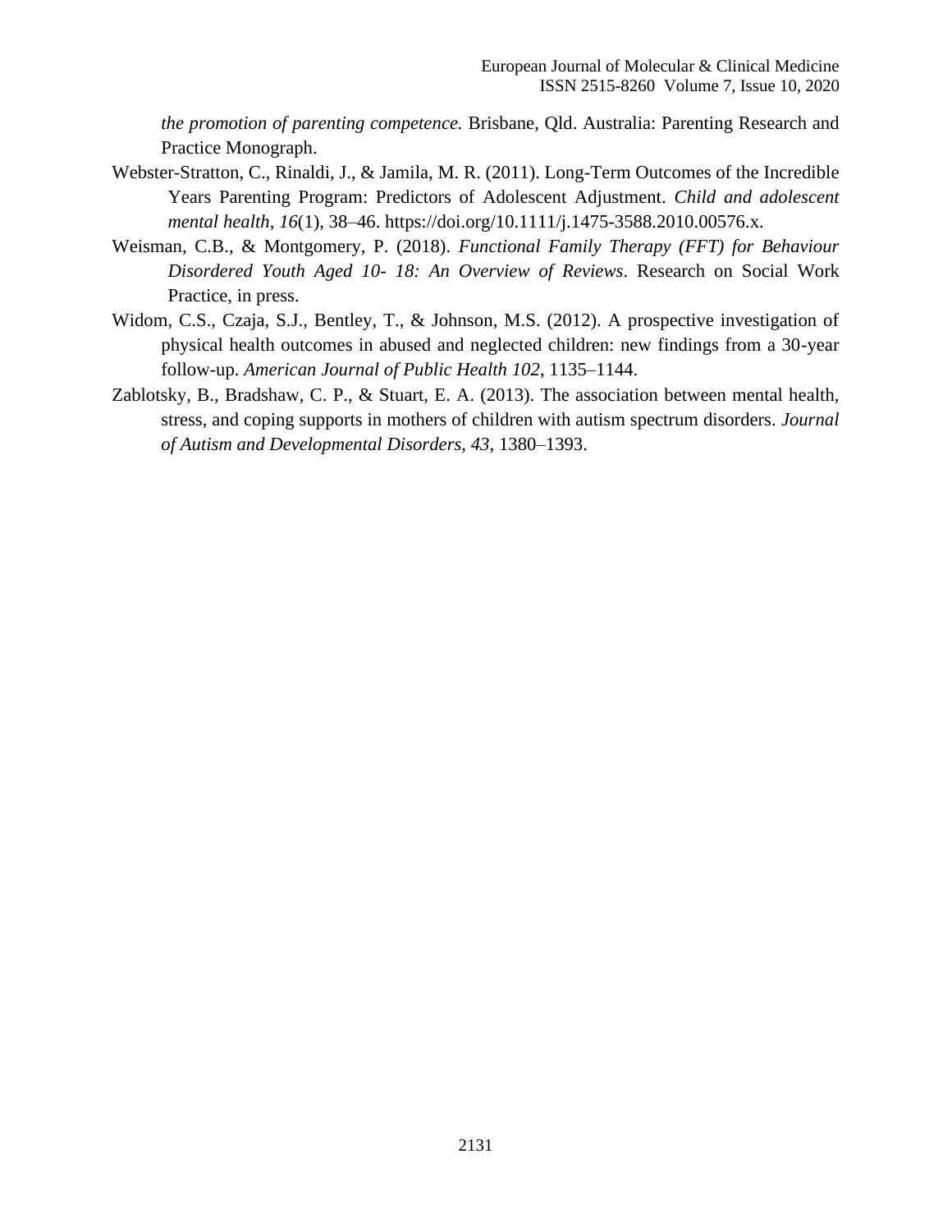*the promotion of parenting competence.* Brisbane, Qld. Australia: Parenting Research and Practice Monograph.

Webster-Stratton, C., Rinaldi, J., & Jamila, M. R. (2011). Long-Term Outcomes of the Incredible Years Parenting Program: Predictors of Adolescent Adjustment. *Child and adolescent mental health*, *16*(1), 38–46. https://doi.org/10.1111/j.1475-3588.2010.00576.x.

Weisman, C.B., & Montgomery, P. (2018). *Functional Family Therapy (FFT) for Behaviour Disordered Youth Aged 10- 18: An Overview of Reviews*. Research on Social Work Practice, in press.

Widom, C.S., Czaja, S.J., Bentley, T., & Johnson, M.S. (2012). A prospective investigation of physical health outcomes in abused and neglected children: new findings from a 30-year follow-up. *American Journal of Public Health 102*, 1135–1144.

Zablotsky, B., Bradshaw, C. P., & Stuart, E. A. (2013). The association between mental health, stress, and coping supports in mothers of children with autism spectrum disorders. *Journal of Autism and Developmental Disorders, 43*, 1380–1393.